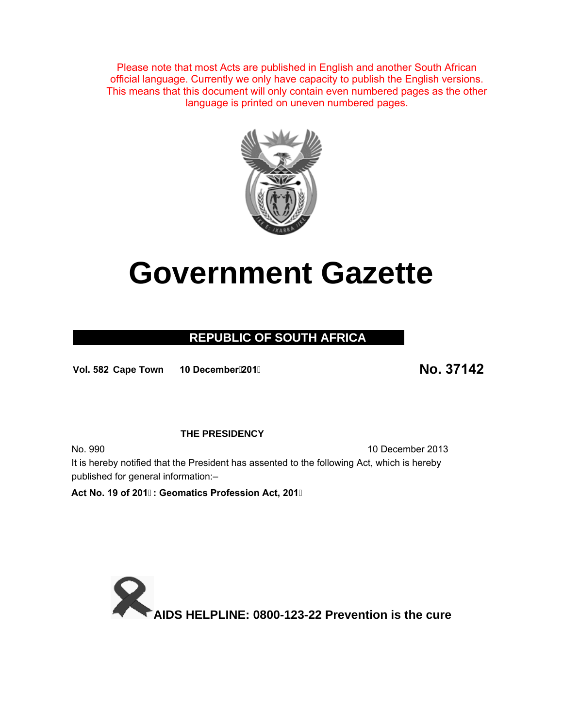Please note that most Acts are published in English and another South African official language. Currently we only have capacity to publish the English versions. This means that this document will only contain even numbered pages as the other language is printed on uneven numbered pages.

# Government Gazette

## REPUBLIC OF SOUTH AFRICA

**Vol. 582 Cape Town 10 December 2013** **No. 37142**

**THE PRESIDENCY**

No. 990 10 December 2013

It is hereby notified that the President has assented to the following Act, which is hereby published for general information:–

**Act No. 19 of 2013: Geomatics Profession Act, 2013**

**AIDS HELPLINE: 0800-123-22 Prevention is the cure**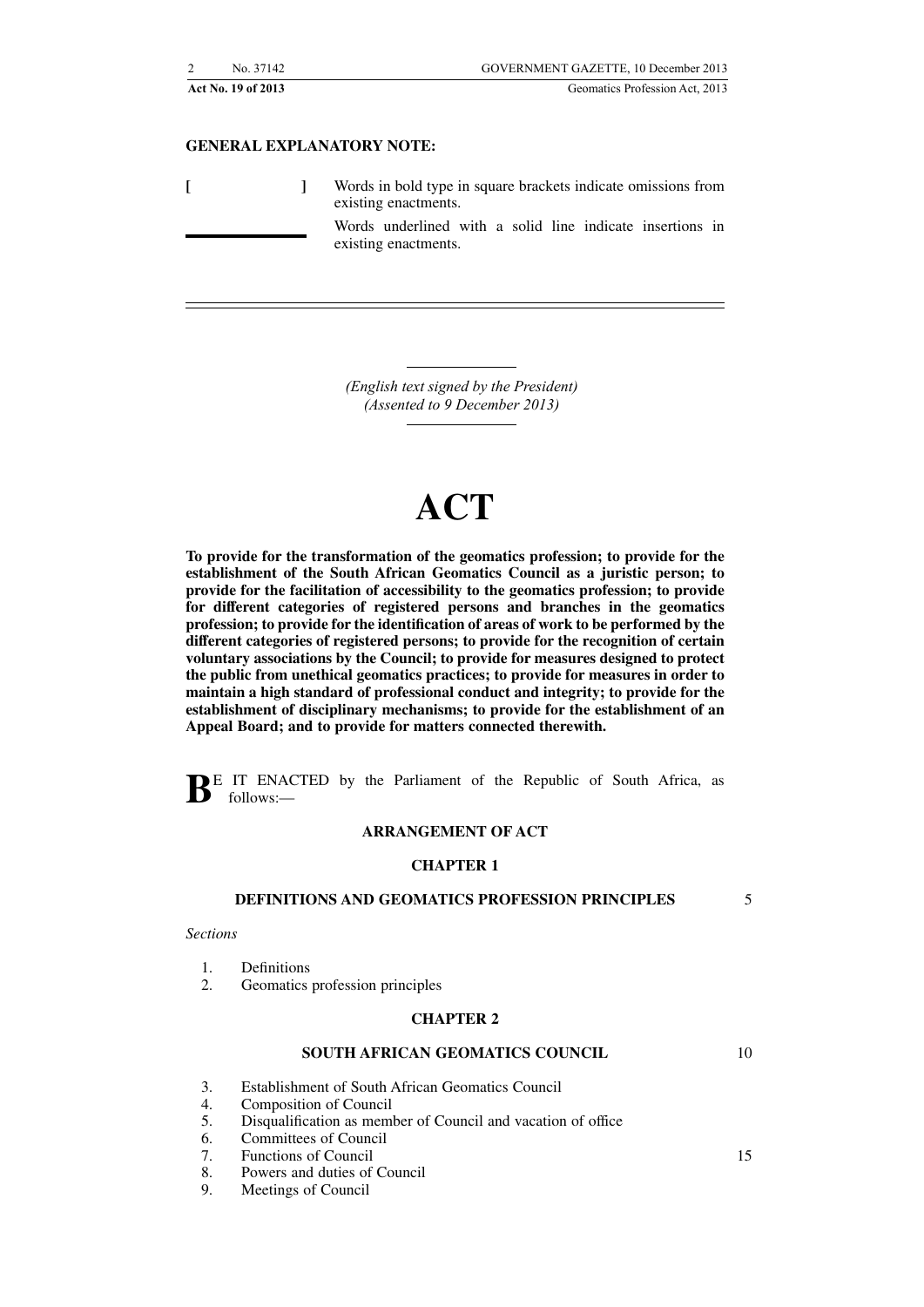**GENERAL EXPLANATORY NOTE:**

[ ] Words in bold type in square brackets indicate omissions from existing enactments.

\_\_\_\_\_\_\_\_ Words underlined with a solid line indicate insertions in existing enactments.

*(English text signed by the President)*
*(Assented to 9 December 2013)*

# ACT

**To provide for the transformation of the geomatics profession; to provide for the establishment of the South African Geomatics Council as a juristic person; to provide for the facilitation of accessibility to the geomatics profession; to provide for different categories of registered persons and branches in the geomatics profession; to provide for the identification of areas of work to be performed by the different categories of registered persons; to provide for the recognition of certain voluntary associations by the Council; to provide for measures designed to protect the public from unethical geomatics practices; to provide for measures in order to maintain a high standard of professional conduct and integrity; to provide for the establishment of disciplinary mechanisms; to provide for the establishment of an Appeal Board; and to provide for matters connected therewith.**

**B**E IT ENACTED by the Parliament of the Republic of South Africa, as follows:—

## ARRANGEMENT OF ACT

### CHAPTER 1

### DEFINITIONS AND GEOMATICS PROFESSION PRINCIPLES

*Sections*

1. Definitions
2. Geomatics profession principles

### CHAPTER 2

### SOUTH AFRICAN GEOMATICS COUNCIL

3. Establishment of South African Geomatics Council
4. Composition of Council
5. Disqualification as member of Council and vacation of office
6. Committees of Council
7. Functions of Council
8. Powers and duties of Council
9. Meetings of Council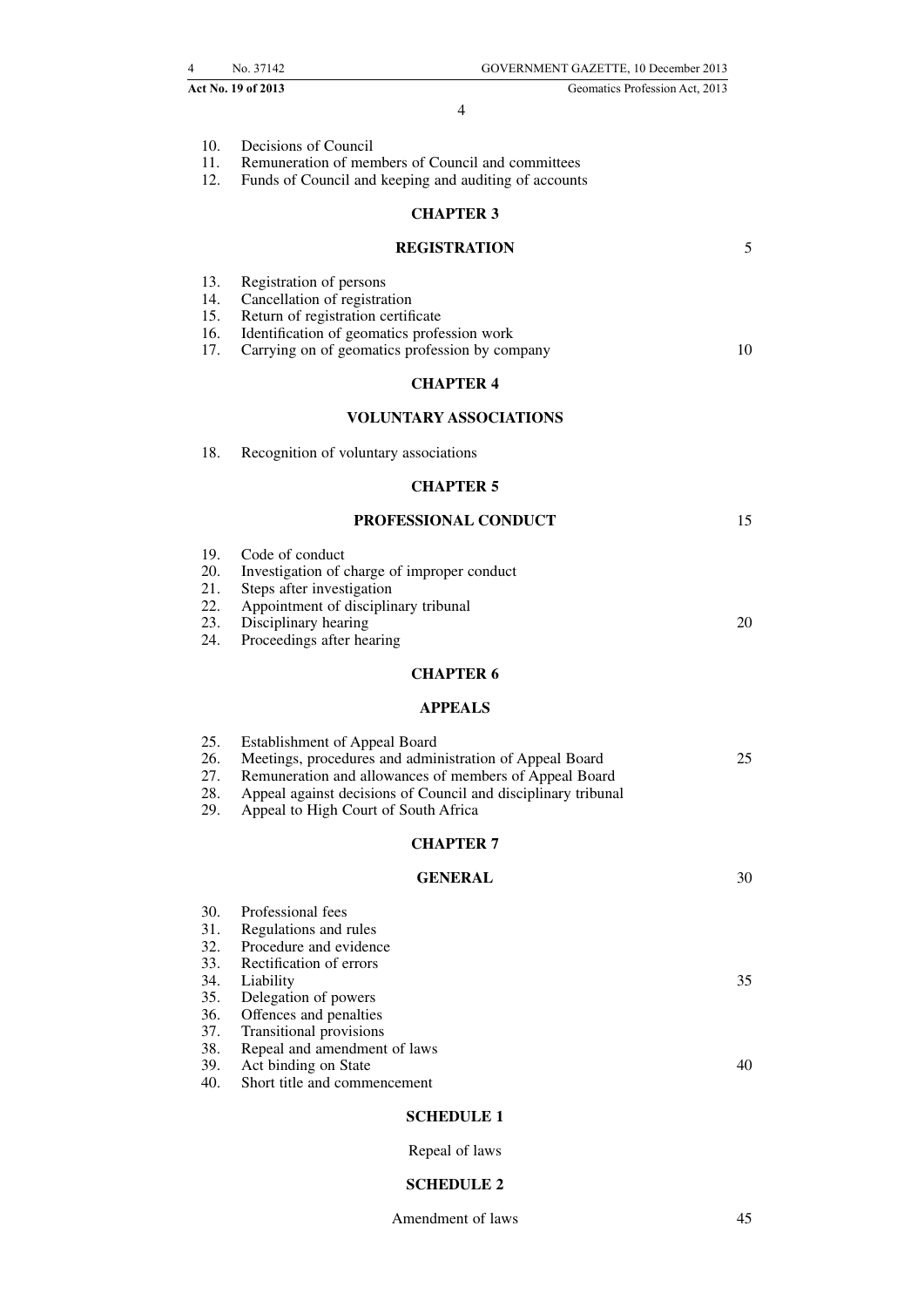10. Decisions of Council
11. Remuneration of members of Council and committees
12. Funds of Council and keeping and auditing of accounts

## CHAPTER 3

## REGISTRATION

13. Registration of persons
14. Cancellation of registration
15. Return of registration certificate
16. Identification of geomatics profession work
17. Carrying on of geomatics profession by company

## CHAPTER 4

## VOLUNTARY ASSOCIATIONS

18. Recognition of voluntary associations

## CHAPTER 5

## PROFESSIONAL CONDUCT

19. Code of conduct
20. Investigation of charge of improper conduct
21. Steps after investigation
22. Appointment of disciplinary tribunal
23. Disciplinary hearing
24. Proceedings after hearing

## CHAPTER 6

## APPEALS

25. Establishment of Appeal Board
26. Meetings, procedures and administration of Appeal Board
27. Remuneration and allowances of members of Appeal Board
28. Appeal against decisions of Council and disciplinary tribunal
29. Appeal to High Court of South Africa

## CHAPTER 7

## GENERAL

30. Professional fees
31. Regulations and rules
32. Procedure and evidence
33. Rectification of errors
34. Liability
35. Delegation of powers
36. Offences and penalties
37. Transitional provisions
38. Repeal and amendment of laws
39. Act binding on State
40. Short title and commencement

## SCHEDULE 1

Repeal of laws

## SCHEDULE 2

Amendment of laws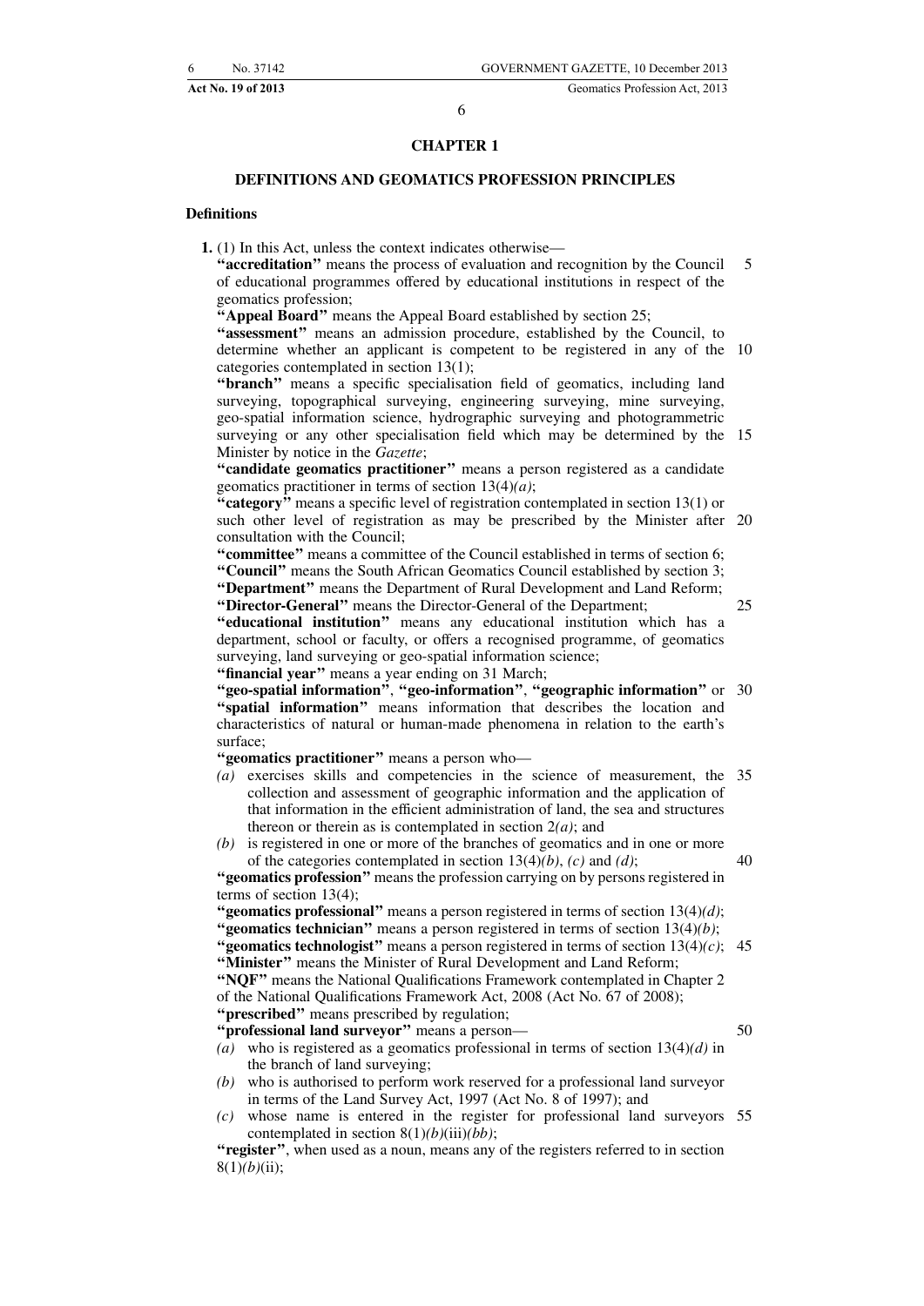## CHAPTER 1

### DEFINITIONS AND GEOMATICS PROFESSION PRINCIPLES

#### Definitions

**1.** (1) In this Act, unless the context indicates otherwise—

**"accreditation"** means the process of evaluation and recognition by the Council of educational programmes offered by educational institutions in respect of the geomatics profession;

**"Appeal Board"** means the Appeal Board established by section 25;

**"assessment"** means an admission procedure, established by the Council, to determine whether an applicant is competent to be registered in any of the categories contemplated in section 13(1);

**"branch"** means a specific specialisation field of geomatics, including land surveying, topographical surveying, engineering surveying, mine surveying, geo-spatial information science, hydrographic surveying and photogrammetric surveying or any other specialisation field which may be determined by the Minister by notice in the *Gazette*;

**"candidate geomatics practitioner"** means a person registered as a candidate geomatics practitioner in terms of section 13(4)*(a)*;

**"category"** means a specific level of registration contemplated in section 13(1) or such other level of registration as may be prescribed by the Minister after consultation with the Council;

**"committee"** means a committee of the Council established in terms of section 6;

**"Council"** means the South African Geomatics Council established by section 3;

**"Department"** means the Department of Rural Development and Land Reform;

**"Director-General"** means the Director-General of the Department;

**"educational institution"** means any educational institution which has a department, school or faculty, or offers a recognised programme, of geomatics surveying, land surveying or geo-spatial information science;

**"financial year"** means a year ending on 31 March;

**"geo-spatial information"**, **"geo-information"**, **"geographic information"** or **"spatial information"** means information that describes the location and characteristics of natural or human-made phenomena in relation to the earth's surface;

**"geomatics practitioner"** means a person who—

*(a)* exercises skills and competencies in the science of measurement, the collection and assessment of geographic information and the application of that information in the efficient administration of land, the sea and structures thereon or therein as is contemplated in section 2*(a)*; and

*(b)* is registered in one or more of the branches of geomatics and in one or more of the categories contemplated in section 13(4)*(b)*, *(c)* and *(d)*;

**"geomatics profession"** means the profession carrying on by persons registered in terms of section 13(4);

**"geomatics professional"** means a person registered in terms of section 13(4)*(d)*;

**"geomatics technician"** means a person registered in terms of section 13(4)*(b)*;

**"geomatics technologist"** means a person registered in terms of section 13(4)*(c)*;

**"Minister"** means the Minister of Rural Development and Land Reform;

**"NQF"** means the National Qualifications Framework contemplated in Chapter 2 of the National Qualifications Framework Act, 2008 (Act No. 67 of 2008);

**"prescribed"** means prescribed by regulation;

**"professional land surveyor"** means a person—

*(a)* who is registered as a geomatics professional in terms of section 13(4)*(d)* in the branch of land surveying;

*(b)* who is authorised to perform work reserved for a professional land surveyor in terms of the Land Survey Act, 1997 (Act No. 8 of 1997); and

*(c)* whose name is entered in the register for professional land surveyors contemplated in section 8(1)*(b)*(iii)*(bb)*;

**"register"**, when used as a noun, means any of the registers referred to in section 8(1)*(b)*(ii);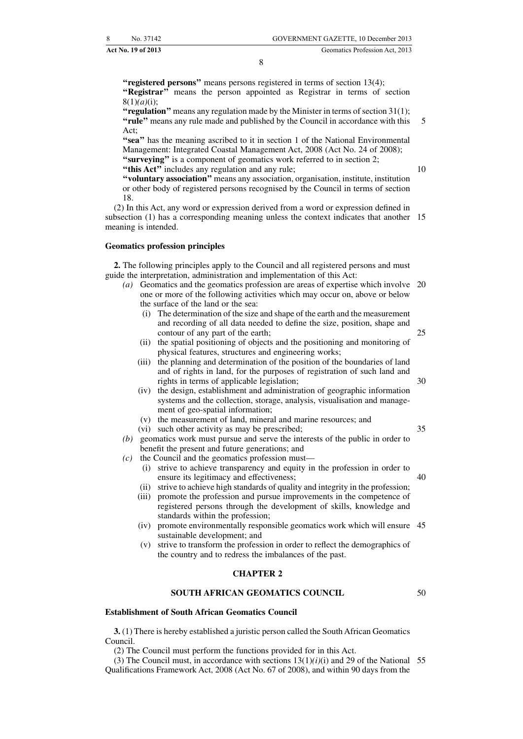**"registered persons"** means persons registered in terms of section 13(4);

**"Registrar"** means the person appointed as Registrar in terms of section 8(1)*(a)*(i);

**"regulation"** means any regulation made by the Minister in terms of section 31(1);

**"rule"** means any rule made and published by the Council in accordance with this Act;

**"sea"** has the meaning ascribed to it in section 1 of the National Environmental Management: Integrated Coastal Management Act, 2008 (Act No. 24 of 2008);

**"surveying"** is a component of geomatics work referred to in section 2;

**"this Act"** includes any regulation and any rule;

**"voluntary association"** means any association, organisation, institute, institution or other body of registered persons recognised by the Council in terms of section 18.

(2) In this Act, any word or expression derived from a word or expression defined in subsection (1) has a corresponding meaning unless the context indicates that another meaning is intended.

**Geomatics profession principles**

**2.** The following principles apply to the Council and all registered persons and must guide the interpretation, administration and implementation of this Act:

*(a)* Geomatics and the geomatics profession are areas of expertise which involve one or more of the following activities which may occur on, above or below the surface of the land or the sea:

(i) The determination of the size and shape of the earth and the measurement and recording of all data needed to define the size, position, shape and contour of any part of the earth;

(ii) the spatial positioning of objects and the positioning and monitoring of physical features, structures and engineering works;

(iii) the planning and determination of the position of the boundaries of land and of rights in land, for the purposes of registration of such land and rights in terms of applicable legislation;

(iv) the design, establishment and administration of geographic information systems and the collection, storage, analysis, visualisation and management of geo-spatial information;

(v) the measurement of land, mineral and marine resources; and

(vi) such other activity as may be prescribed;

*(b)* geomatics work must pursue and serve the interests of the public in order to benefit the present and future generations; and

*(c)* the Council and the geomatics profession must—

(i) strive to achieve transparency and equity in the profession in order to ensure its legitimacy and effectiveness;

(ii) strive to achieve high standards of quality and integrity in the profession;

(iii) promote the profession and pursue improvements in the competence of registered persons through the development of skills, knowledge and standards within the profession;

(iv) promote environmentally responsible geomatics work which will ensure sustainable development; and

(v) strive to transform the profession in order to reflect the demographics of the country and to redress the imbalances of the past.

## CHAPTER 2

## SOUTH AFRICAN GEOMATICS COUNCIL

**Establishment of South African Geomatics Council**

**3.** (1) There is hereby established a juristic person called the South African Geomatics Council.

(2) The Council must perform the functions provided for in this Act.

(3) The Council must, in accordance with sections 13(1)*(i)*(i) and 29 of the National Qualifications Framework Act, 2008 (Act No. 67 of 2008), and within 90 days from the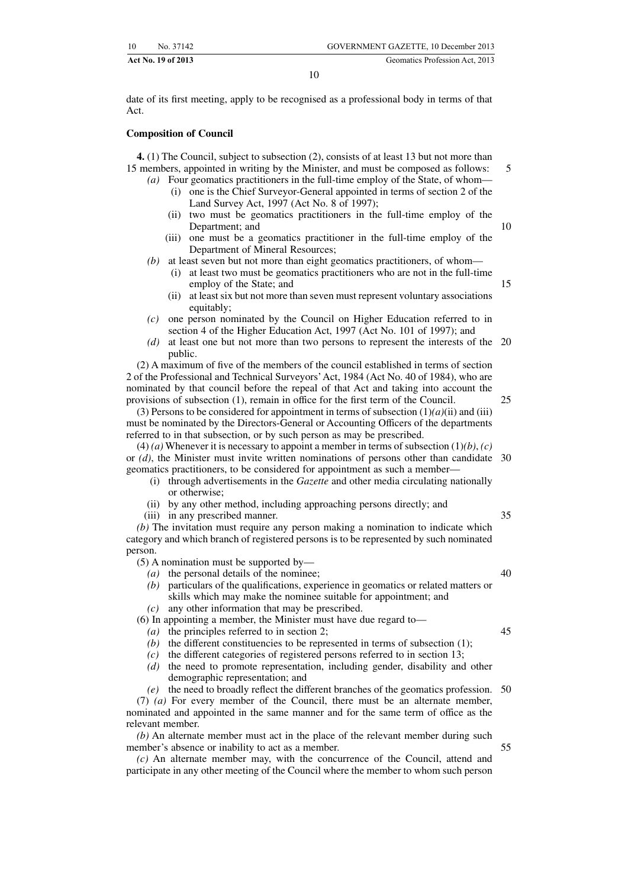date of its first meeting, apply to be recognised as a professional body in terms of that Act.

**Composition of Council**

**4.** (1) The Council, subject to subsection (2), consists of at least 13 but not more than 15 members, appointed in writing by the Minister, and must be composed as follows:

- *(a)* Four geomatics practitioners in the full-time employ of the State, of whom—
  - (i) one is the Chief Surveyor-General appointed in terms of section 2 of the Land Survey Act, 1997 (Act No. 8 of 1997);
  - (ii) two must be geomatics practitioners in the full-time employ of the Department; and
  - (iii) one must be a geomatics practitioner in the full-time employ of the Department of Mineral Resources;
- *(b)* at least seven but not more than eight geomatics practitioners, of whom—
  - (i) at least two must be geomatics practitioners who are not in the full-time employ of the State; and
  - (ii) at least six but not more than seven must represent voluntary associations equitably;
- *(c)* one person nominated by the Council on Higher Education referred to in section 4 of the Higher Education Act, 1997 (Act No. 101 of 1997); and
- *(d)* at least one but not more than two persons to represent the interests of the public.

(2) A maximum of five of the members of the council established in terms of section 2 of the Professional and Technical Surveyors' Act, 1984 (Act No. 40 of 1984), who are nominated by that council before the repeal of that Act and taking into account the provisions of subsection (1), remain in office for the first term of the Council.

(3) Persons to be considered for appointment in terms of subsection (1)*(a)*(ii) and (iii) must be nominated by the Directors-General or Accounting Officers of the departments referred to in that subsection, or by such person as may be prescribed.

(4) *(a)* Whenever it is necessary to appoint a member in terms of subsection (1)*(b)*, *(c)* or *(d)*, the Minister must invite written nominations of persons other than candidate geomatics practitioners, to be considered for appointment as such a member—

- (i) through advertisements in the *Gazette* and other media circulating nationally or otherwise;
- (ii) by any other method, including approaching persons directly; and
- (iii) in any prescribed manner.

*(b)* The invitation must require any person making a nomination to indicate which category and which branch of registered persons is to be represented by such nominated person.

(5) A nomination must be supported by—

- *(a)* the personal details of the nominee;
- *(b)* particulars of the qualifications, experience in geomatics or related matters or skills which may make the nominee suitable for appointment; and
- *(c)* any other information that may be prescribed.

(6) In appointing a member, the Minister must have due regard to—

- *(a)* the principles referred to in section 2;
- *(b)* the different constituencies to be represented in terms of subsection (1);
- *(c)* the different categories of registered persons referred to in section 13;
- *(d)* the need to promote representation, including gender, disability and other demographic representation; and
- *(e)* the need to broadly reflect the different branches of the geomatics profession.

(7) *(a)* For every member of the Council, there must be an alternate member, nominated and appointed in the same manner and for the same term of office as the relevant member.

*(b)* An alternate member must act in the place of the relevant member during such member's absence or inability to act as a member.

*(c)* An alternate member may, with the concurrence of the Council, attend and participate in any other meeting of the Council where the member to whom such person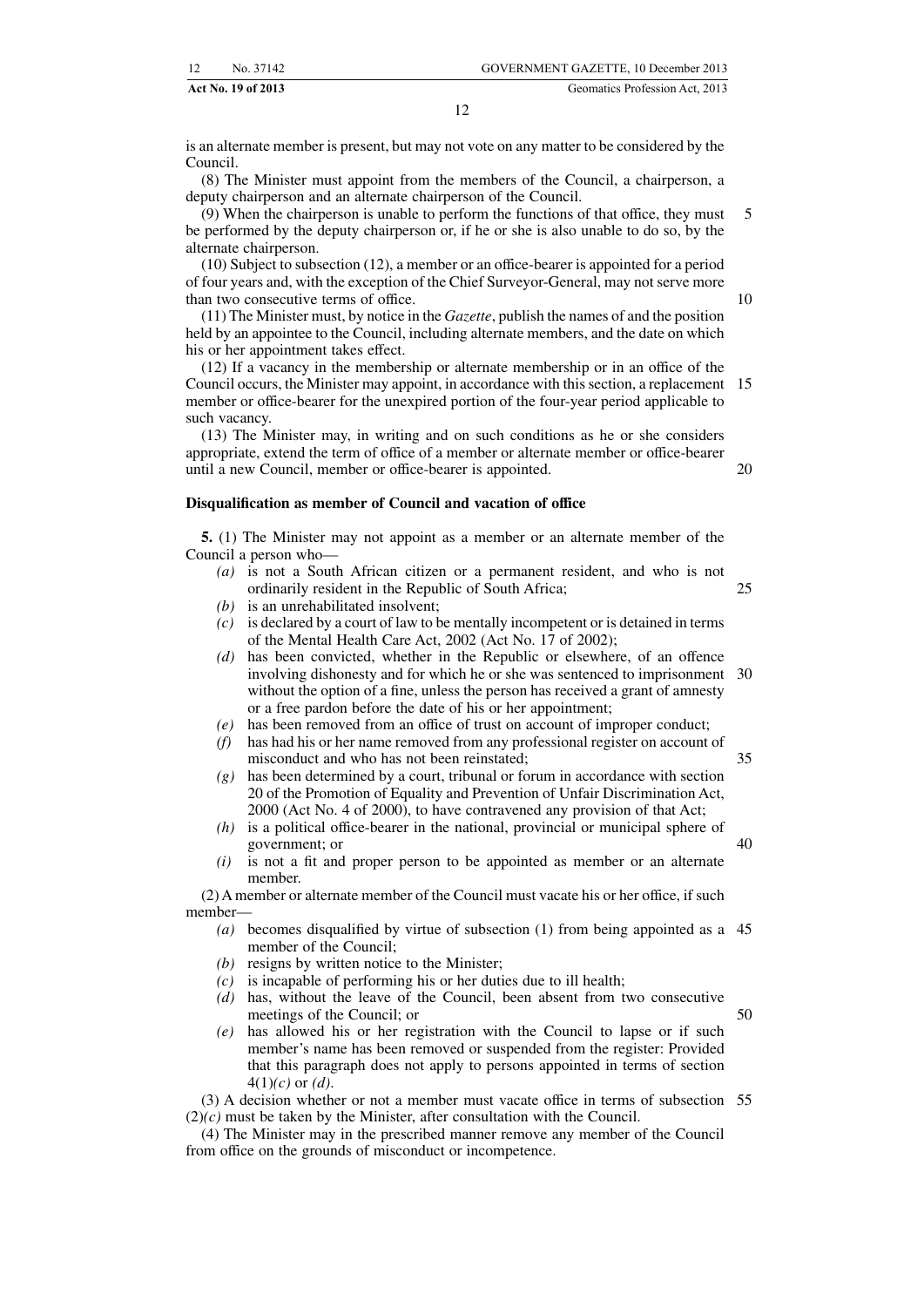is an alternate member is present, but may not vote on any matter to be considered by the Council.

(8) The Minister must appoint from the members of the Council, a chairperson, a deputy chairperson and an alternate chairperson of the Council.

(9) When the chairperson is unable to perform the functions of that office, they must be performed by the deputy chairperson or, if he or she is also unable to do so, by the alternate chairperson.

(10) Subject to subsection (12), a member or an office-bearer is appointed for a period of four years and, with the exception of the Chief Surveyor-General, may not serve more than two consecutive terms of office.

(11) The Minister must, by notice in the *Gazette*, publish the names of and the position held by an appointee to the Council, including alternate members, and the date on which his or her appointment takes effect.

(12) If a vacancy in the membership or alternate membership or in an office of the Council occurs, the Minister may appoint, in accordance with this section, a replacement member or office-bearer for the unexpired portion of the four-year period applicable to such vacancy.

(13) The Minister may, in writing and on such conditions as he or she considers appropriate, extend the term of office of a member or alternate member or office-bearer until a new Council, member or office-bearer is appointed.

**Disqualification as member of Council and vacation of office**

**5.** (1) The Minister may not appoint as a member or an alternate member of the Council a person who—

*(a)* is not a South African citizen or a permanent resident, and who is not ordinarily resident in the Republic of South Africa;

*(b)* is an unrehabilitated insolvent;

*(c)* is declared by a court of law to be mentally incompetent or is detained in terms of the Mental Health Care Act, 2002 (Act No. 17 of 2002);

*(d)* has been convicted, whether in the Republic or elsewhere, of an offence involving dishonesty and for which he or she was sentenced to imprisonment without the option of a fine, unless the person has received a grant of amnesty or a free pardon before the date of his or her appointment;

*(e)* has been removed from an office of trust on account of improper conduct;

*(f)* has had his or her name removed from any professional register on account of misconduct and who has not been reinstated;

*(g)* has been determined by a court, tribunal or forum in accordance with section 20 of the Promotion of Equality and Prevention of Unfair Discrimination Act, 2000 (Act No. 4 of 2000), to have contravened any provision of that Act;

*(h)* is a political office-bearer in the national, provincial or municipal sphere of government; or

*(i)* is not a fit and proper person to be appointed as member or an alternate member.

(2) A member or alternate member of the Council must vacate his or her office, if such member—

*(a)* becomes disqualified by virtue of subsection (1) from being appointed as a member of the Council;

*(b)* resigns by written notice to the Minister;

*(c)* is incapable of performing his or her duties due to ill health;

*(d)* has, without the leave of the Council, been absent from two consecutive meetings of the Council; or

*(e)* has allowed his or her registration with the Council to lapse or if such member's name has been removed or suspended from the register: Provided that this paragraph does not apply to persons appointed in terms of section 4(1)*(c)* or *(d)*.

(3) A decision whether or not a member must vacate office in terms of subsection (2)*(c)* must be taken by the Minister, after consultation with the Council.

(4) The Minister may in the prescribed manner remove any member of the Council from office on the grounds of misconduct or incompetence.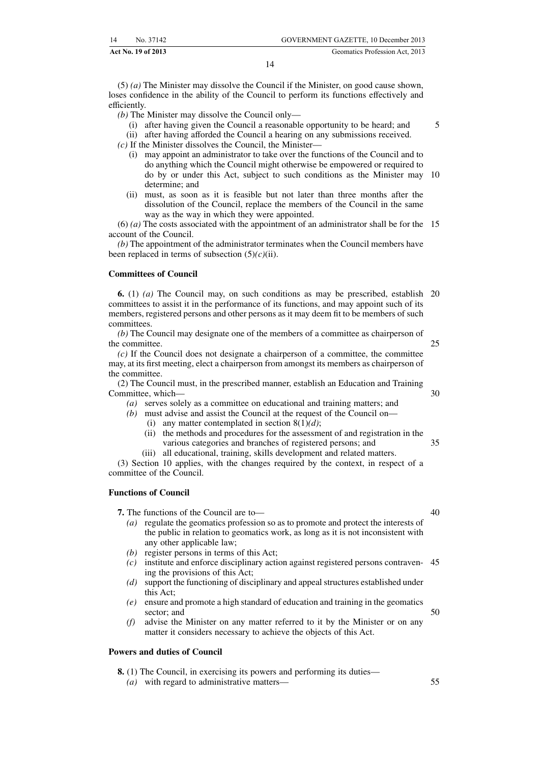(5) *(a)* The Minister may dissolve the Council if the Minister, on good cause shown, loses confidence in the ability of the Council to perform its functions effectively and efficiently.

*(b)* The Minister may dissolve the Council only—

(i) after having given the Council a reasonable opportunity to be heard; and
(ii) after having afforded the Council a hearing on any submissions received.

*(c)* If the Minister dissolves the Council, the Minister—

(i) may appoint an administrator to take over the functions of the Council and to do anything which the Council might otherwise be empowered or required to do by or under this Act, subject to such conditions as the Minister may determine; and
(ii) must, as soon as it is feasible but not later than three months after the dissolution of the Council, replace the members of the Council in the same way as the way in which they were appointed.

(6) *(a)* The costs associated with the appointment of an administrator shall be for the account of the Council.

*(b)* The appointment of the administrator terminates when the Council members have been replaced in terms of subsection (5)*(c)*(ii).

**Committees of Council**

**6.** (1) *(a)* The Council may, on such conditions as may be prescribed, establish committees to assist it in the performance of its functions, and may appoint such of its members, registered persons and other persons as it may deem fit to be members of such committees.

*(b)* The Council may designate one of the members of a committee as chairperson of the committee.

*(c)* If the Council does not designate a chairperson of a committee, the committee may, at its first meeting, elect a chairperson from amongst its members as chairperson of the committee.

(2) The Council must, in the prescribed manner, establish an Education and Training Committee, which—

*(a)* serves solely as a committee on educational and training matters; and
*(b)* must advise and assist the Council at the request of the Council on—
  (i) any matter contemplated in section 8(1)*(d)*;
  (ii) the methods and procedures for the assessment of and registration in the various categories and branches of registered persons; and
  (iii) all educational, training, skills development and related matters.

(3) Section 10 applies, with the changes required by the context, in respect of a committee of the Council.

**Functions of Council**

**7.** The functions of the Council are to—

*(a)* regulate the geomatics profession so as to promote and protect the interests of the public in relation to geomatics work, as long as it is not inconsistent with any other applicable law;
*(b)* register persons in terms of this Act;
*(c)* institute and enforce disciplinary action against registered persons contravening the provisions of this Act;
*(d)* support the functioning of disciplinary and appeal structures established under this Act;
*(e)* ensure and promote a high standard of education and training in the geomatics sector; and
*(f)* advise the Minister on any matter referred to it by the Minister or on any matter it considers necessary to achieve the objects of this Act.

**Powers and duties of Council**

**8.** (1) The Council, in exercising its powers and performing its duties—

*(a)* with regard to administrative matters—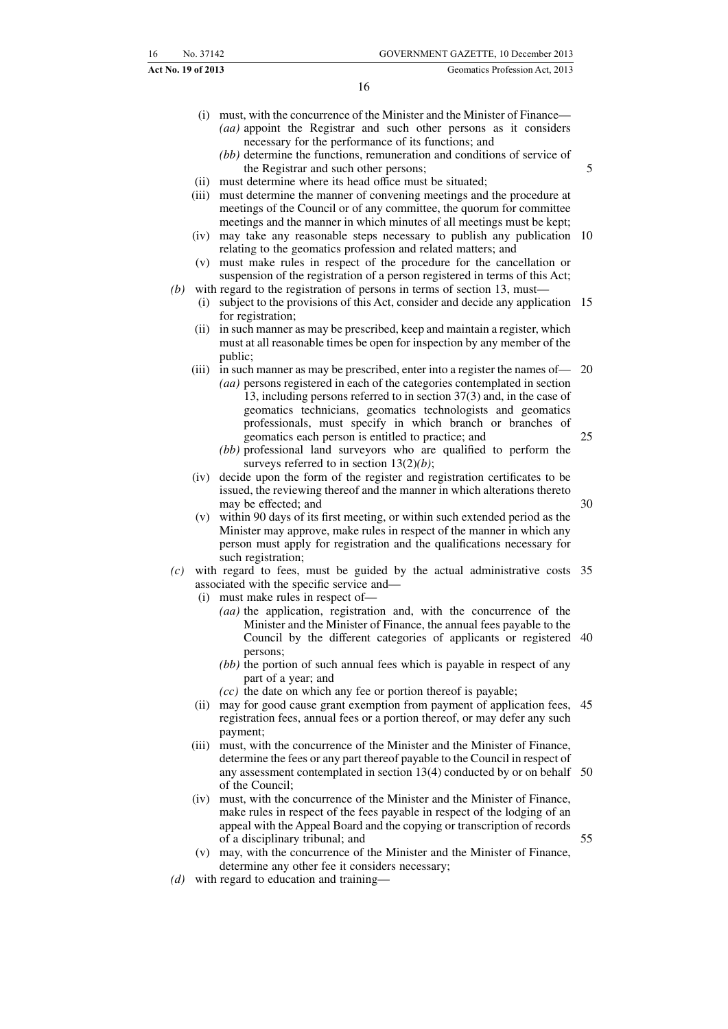(i) must, with the concurrence of the Minister and the Minister of Finance—

*(aa)* appoint the Registrar and such other persons as it considers necessary for the performance of its functions; and

*(bb)* determine the functions, remuneration and conditions of service of the Registrar and such other persons;

(ii) must determine where its head office must be situated;

(iii) must determine the manner of convening meetings and the procedure at meetings of the Council or of any committee, the quorum for committee meetings and the manner in which minutes of all meetings must be kept;

(iv) may take any reasonable steps necessary to publish any publication relating to the geomatics profession and related matters; and

(v) must make rules in respect of the procedure for the cancellation or suspension of the registration of a person registered in terms of this Act;

*(b)* with regard to the registration of persons in terms of section 13, must—

(i) subject to the provisions of this Act, consider and decide any application for registration;

(ii) in such manner as may be prescribed, keep and maintain a register, which must at all reasonable times be open for inspection by any member of the public;

(iii) in such manner as may be prescribed, enter into a register the names of—

*(aa)* persons registered in each of the categories contemplated in section 13, including persons referred to in section 37(3) and, in the case of geomatics technicians, geomatics technologists and geomatics professionals, must specify in which branch or branches of geomatics each person is entitled to practice; and

*(bb)* professional land surveyors who are qualified to perform the surveys referred to in section 13(2)*(b)*;

(iv) decide upon the form of the register and registration certificates to be issued, the reviewing thereof and the manner in which alterations thereto may be effected; and

(v) within 90 days of its first meeting, or within such extended period as the Minister may approve, make rules in respect of the manner in which any person must apply for registration and the qualifications necessary for such registration;

*(c)* with regard to fees, must be guided by the actual administrative costs associated with the specific service and—

(i) must make rules in respect of—

*(aa)* the application, registration and, with the concurrence of the Minister and the Minister of Finance, the annual fees payable to the Council by the different categories of applicants or registered persons;

*(bb)* the portion of such annual fees which is payable in respect of any part of a year; and

*(cc)* the date on which any fee or portion thereof is payable;

(ii) may for good cause grant exemption from payment of application fees, registration fees, annual fees or a portion thereof, or may defer any such payment;

(iii) must, with the concurrence of the Minister and the Minister of Finance, determine the fees or any part thereof payable to the Council in respect of any assessment contemplated in section 13(4) conducted by or on behalf of the Council;

(iv) must, with the concurrence of the Minister and the Minister of Finance, make rules in respect of the fees payable in respect of the lodging of an appeal with the Appeal Board and the copying or transcription of records of a disciplinary tribunal; and

(v) may, with the concurrence of the Minister and the Minister of Finance, determine any other fee it considers necessary;

*(d)* with regard to education and training—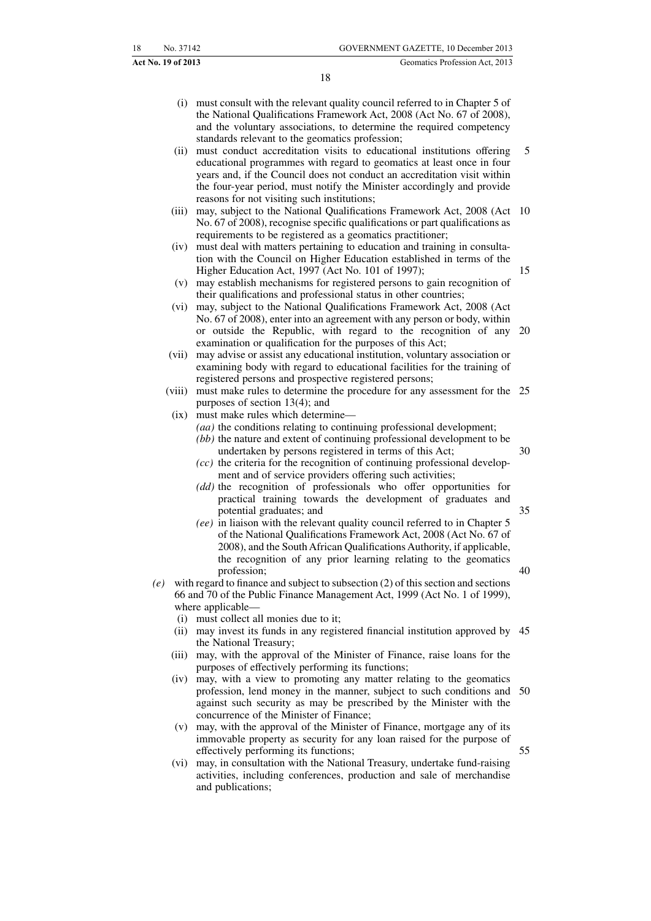(i) must consult with the relevant quality council referred to in Chapter 5 of the National Qualifications Framework Act, 2008 (Act No. 67 of 2008), and the voluntary associations, to determine the required competency standards relevant to the geomatics profession;

(ii) must conduct accreditation visits to educational institutions offering educational programmes with regard to geomatics at least once in four years and, if the Council does not conduct an accreditation visit within the four-year period, must notify the Minister accordingly and provide reasons for not visiting such institutions;

(iii) may, subject to the National Qualifications Framework Act, 2008 (Act No. 67 of 2008), recognise specific qualifications or part qualifications as requirements to be registered as a geomatics practitioner;

(iv) must deal with matters pertaining to education and training in consultation with the Council on Higher Education established in terms of the Higher Education Act, 1997 (Act No. 101 of 1997);

(v) may establish mechanisms for registered persons to gain recognition of their qualifications and professional status in other countries;

(vi) may, subject to the National Qualifications Framework Act, 2008 (Act No. 67 of 2008), enter into an agreement with any person or body, within or outside the Republic, with regard to the recognition of any examination or qualification for the purposes of this Act;

(vii) may advise or assist any educational institution, voluntary association or examining body with regard to educational facilities for the training of registered persons and prospective registered persons;

(viii) must make rules to determine the procedure for any assessment for the purposes of section 13(4); and

(ix) must make rules which determine—

*(aa)* the conditions relating to continuing professional development;

*(bb)* the nature and extent of continuing professional development to be undertaken by persons registered in terms of this Act;

*(cc)* the criteria for the recognition of continuing professional development and of service providers offering such activities;

*(dd)* the recognition of professionals who offer opportunities for practical training towards the development of graduates and potential graduates; and

*(ee)* in liaison with the relevant quality council referred to in Chapter 5 of the National Qualifications Framework Act, 2008 (Act No. 67 of 2008), and the South African Qualifications Authority, if applicable, the recognition of any prior learning relating to the geomatics profession;

*(e)* with regard to finance and subject to subsection (2) of this section and sections 66 and 70 of the Public Finance Management Act, 1999 (Act No. 1 of 1999), where applicable—

(i) must collect all monies due to it;

(ii) may invest its funds in any registered financial institution approved by the National Treasury;

(iii) may, with the approval of the Minister of Finance, raise loans for the purposes of effectively performing its functions;

(iv) may, with a view to promoting any matter relating to the geomatics profession, lend money in the manner, subject to such conditions and against such security as may be prescribed by the Minister with the concurrence of the Minister of Finance;

(v) may, with the approval of the Minister of Finance, mortgage any of its immovable property as security for any loan raised for the purpose of effectively performing its functions;

(vi) may, in consultation with the National Treasury, undertake fund-raising activities, including conferences, production and sale of merchandise and publications;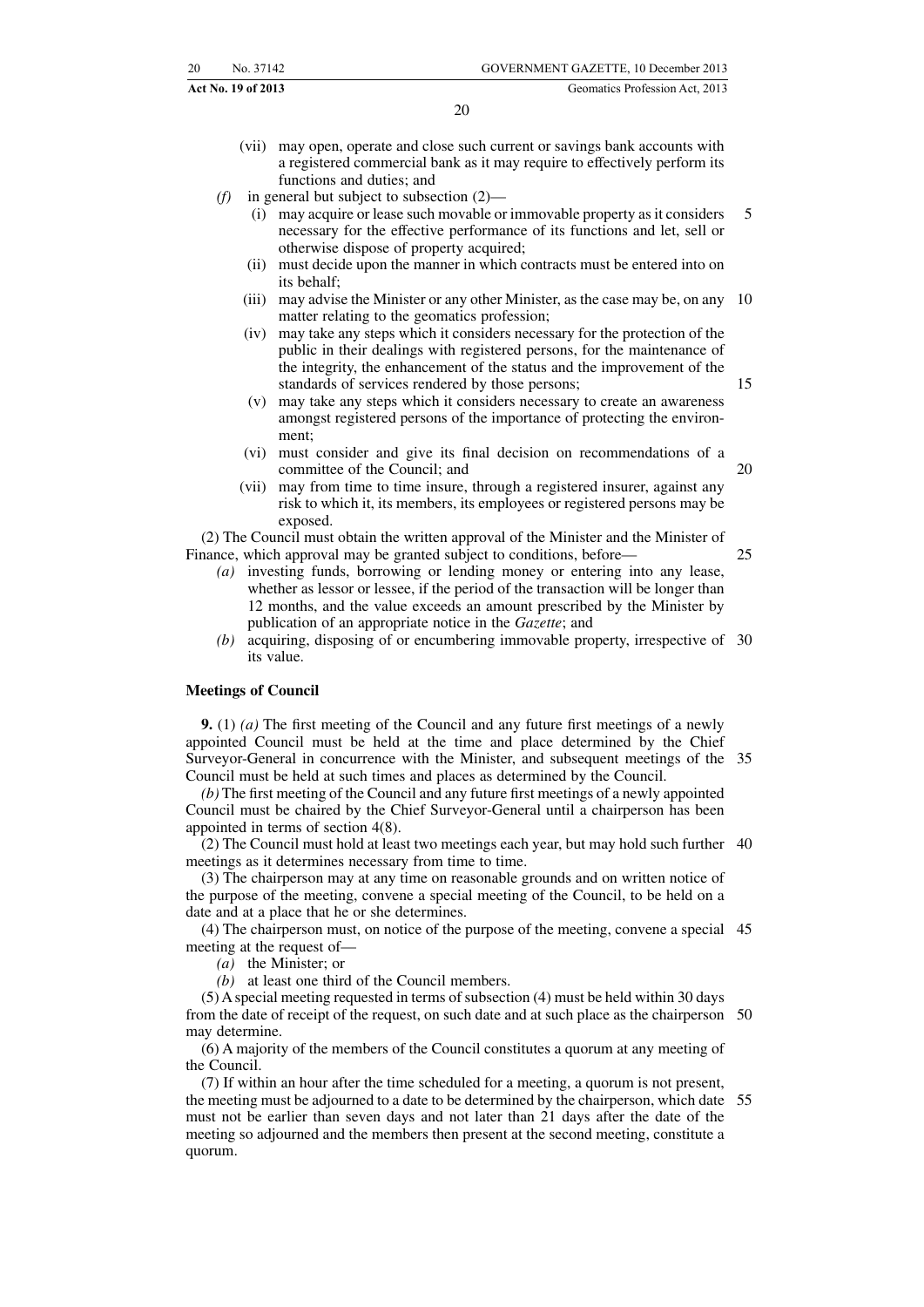(vii) may open, operate and close such current or savings bank accounts with a registered commercial bank as it may require to effectively perform its functions and duties; and

*(f)* in general but subject to subsection (2)—

(i) may acquire or lease such movable or immovable property as it considers necessary for the effective performance of its functions and let, sell or otherwise dispose of property acquired;

(ii) must decide upon the manner in which contracts must be entered into on its behalf;

(iii) may advise the Minister or any other Minister, as the case may be, on any matter relating to the geomatics profession;

(iv) may take any steps which it considers necessary for the protection of the public in their dealings with registered persons, for the maintenance of the integrity, the enhancement of the status and the improvement of the standards of services rendered by those persons;

(v) may take any steps which it considers necessary to create an awareness amongst registered persons of the importance of protecting the environment;

(vi) must consider and give its final decision on recommendations of a committee of the Council; and

(vii) may from time to time insure, through a registered insurer, against any risk to which it, its members, its employees or registered persons may be exposed.

(2) The Council must obtain the written approval of the Minister and the Minister of Finance, which approval may be granted subject to conditions, before—

*(a)* investing funds, borrowing or lending money or entering into any lease, whether as lessor or lessee, if the period of the transaction will be longer than 12 months, and the value exceeds an amount prescribed by the Minister by publication of an appropriate notice in the *Gazette*; and

*(b)* acquiring, disposing of or encumbering immovable property, irrespective of its value.

**Meetings of Council**

**9.** (1) *(a)* The first meeting of the Council and any future first meetings of a newly appointed Council must be held at the time and place determined by the Chief Surveyor-General in concurrence with the Minister, and subsequent meetings of the Council must be held at such times and places as determined by the Council.

*(b)* The first meeting of the Council and any future first meetings of a newly appointed Council must be chaired by the Chief Surveyor-General until a chairperson has been appointed in terms of section 4(8).

(2) The Council must hold at least two meetings each year, but may hold such further meetings as it determines necessary from time to time.

(3) The chairperson may at any time on reasonable grounds and on written notice of the purpose of the meeting, convene a special meeting of the Council, to be held on a date and at a place that he or she determines.

(4) The chairperson must, on notice of the purpose of the meeting, convene a special meeting at the request of—

*(a)* the Minister; or

*(b)* at least one third of the Council members.

(5) A special meeting requested in terms of subsection (4) must be held within 30 days from the date of receipt of the request, on such date and at such place as the chairperson may determine.

(6) A majority of the members of the Council constitutes a quorum at any meeting of the Council.

(7) If within an hour after the time scheduled for a meeting, a quorum is not present, the meeting must be adjourned to a date to be determined by the chairperson, which date must not be earlier than seven days and not later than 21 days after the date of the meeting so adjourned and the members then present at the second meeting, constitute a quorum.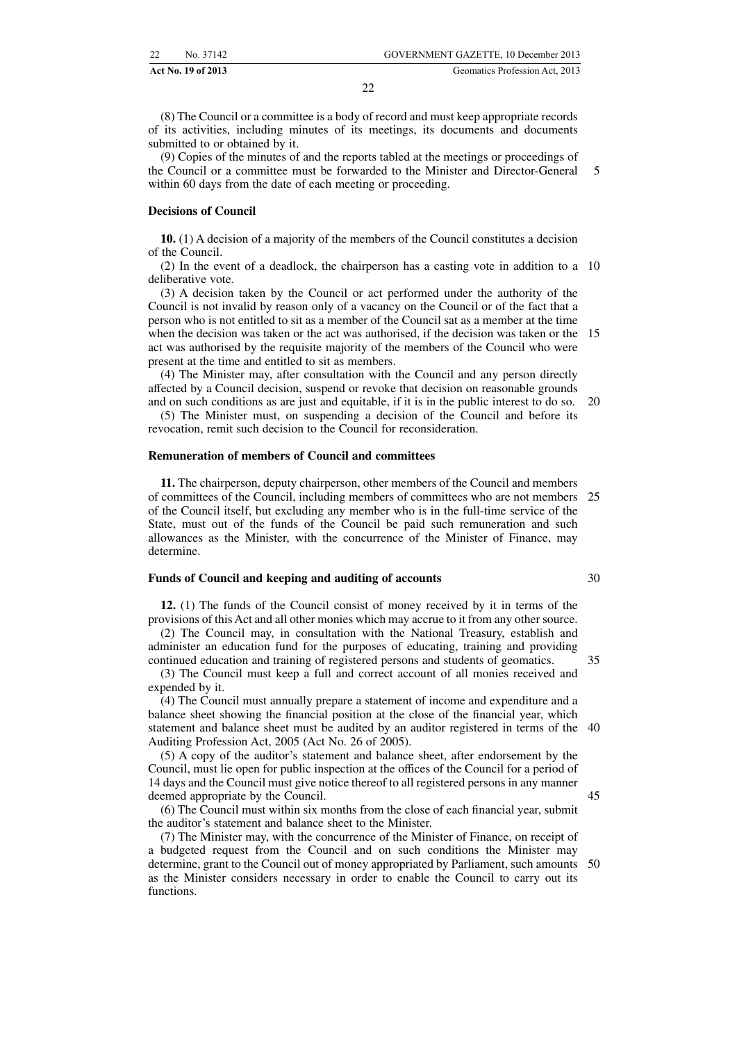(8) The Council or a committee is a body of record and must keep appropriate records of its activities, including minutes of its meetings, its documents and documents submitted to or obtained by it.

(9) Copies of the minutes of and the reports tabled at the meetings or proceedings of the Council or a committee must be forwarded to the Minister and Director-General within 60 days from the date of each meeting or proceeding.

**Decisions of Council**

**10.** (1) A decision of a majority of the members of the Council constitutes a decision of the Council.

(2) In the event of a deadlock, the chairperson has a casting vote in addition to a deliberative vote.

(3) A decision taken by the Council or act performed under the authority of the Council is not invalid by reason only of a vacancy on the Council or of the fact that a person who is not entitled to sit as a member of the Council sat as a member at the time when the decision was taken or the act was authorised, if the decision was taken or the act was authorised by the requisite majority of the members of the Council who were present at the time and entitled to sit as members.

(4) The Minister may, after consultation with the Council and any person directly affected by a Council decision, suspend or revoke that decision on reasonable grounds and on such conditions as are just and equitable, if it is in the public interest to do so.

(5) The Minister must, on suspending a decision of the Council and before its revocation, remit such decision to the Council for reconsideration.

**Remuneration of members of Council and committees**

**11.** The chairperson, deputy chairperson, other members of the Council and members of committees of the Council, including members of committees who are not members of the Council itself, but excluding any member who is in the full-time service of the State, must out of the funds of the Council be paid such remuneration and such allowances as the Minister, with the concurrence of the Minister of Finance, may determine.

**Funds of Council and keeping and auditing of accounts**

**12.** (1) The funds of the Council consist of money received by it in terms of the provisions of this Act and all other monies which may accrue to it from any other source.

(2) The Council may, in consultation with the National Treasury, establish and administer an education fund for the purposes of educating, training and providing continued education and training of registered persons and students of geomatics.

(3) The Council must keep a full and correct account of all monies received and expended by it.

(4) The Council must annually prepare a statement of income and expenditure and a balance sheet showing the financial position at the close of the financial year, which statement and balance sheet must be audited by an auditor registered in terms of the Auditing Profession Act, 2005 (Act No. 26 of 2005).

(5) A copy of the auditor's statement and balance sheet, after endorsement by the Council, must lie open for public inspection at the offices of the Council for a period of 14 days and the Council must give notice thereof to all registered persons in any manner deemed appropriate by the Council.

(6) The Council must within six months from the close of each financial year, submit the auditor's statement and balance sheet to the Minister.

(7) The Minister may, with the concurrence of the Minister of Finance, on receipt of a budgeted request from the Council and on such conditions the Minister may determine, grant to the Council out of money appropriated by Parliament, such amounts as the Minister considers necessary in order to enable the Council to carry out its functions.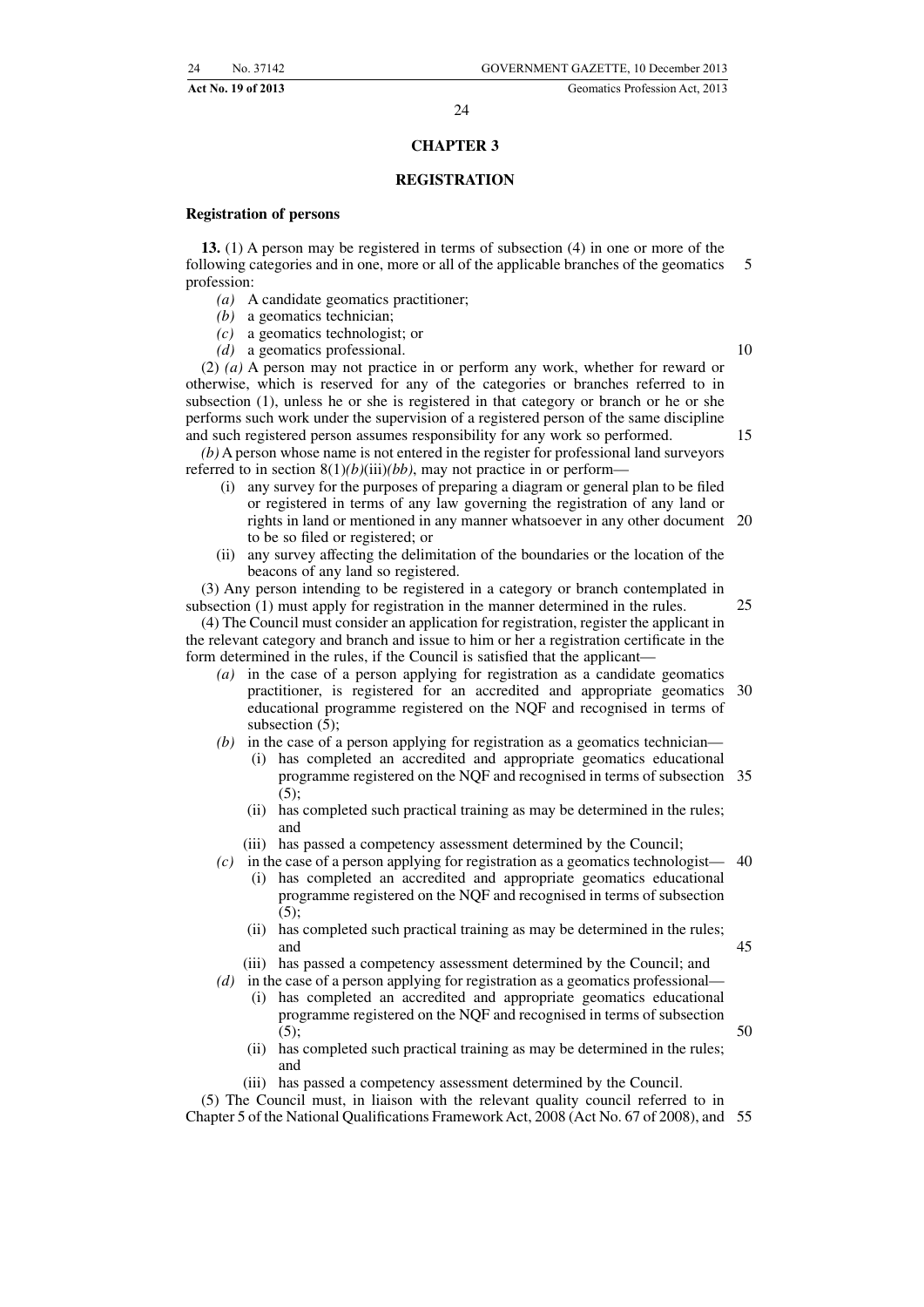## CHAPTER 3

## REGISTRATION

**Registration of persons**

**13.** (1) A person may be registered in terms of subsection (4) in one or more of the following categories and in one, more or all of the applicable branches of the geomatics profession:

*(a)* A candidate geomatics practitioner;
*(b)* a geomatics technician;
*(c)* a geomatics technologist; or
*(d)* a geomatics professional.

(2) *(a)* A person may not practice in or perform any work, whether for reward or otherwise, which is reserved for any of the categories or branches referred to in subsection (1), unless he or she is registered in that category or branch or he or she performs such work under the supervision of a registered person of the same discipline and such registered person assumes responsibility for any work so performed.

*(b)* A person whose name is not entered in the register for professional land surveyors referred to in section 8(1)*(b)*(iii)*(bb)*, may not practice in or perform—

(i) any survey for the purposes of preparing a diagram or general plan to be filed or registered in terms of any law governing the registration of any land or rights in land or mentioned in any manner whatsoever in any other document to be so filed or registered; or

(ii) any survey affecting the delimitation of the boundaries or the location of the beacons of any land so registered.

(3) Any person intending to be registered in a category or branch contemplated in subsection (1) must apply for registration in the manner determined in the rules.

(4) The Council must consider an application for registration, register the applicant in the relevant category and branch and issue to him or her a registration certificate in the form determined in the rules, if the Council is satisfied that the applicant—

*(a)* in the case of a person applying for registration as a candidate geomatics practitioner, is registered for an accredited and appropriate geomatics educational programme registered on the NQF and recognised in terms of subsection (5);

*(b)* in the case of a person applying for registration as a geomatics technician—
   (i) has completed an accredited and appropriate geomatics educational programme registered on the NQF and recognised in terms of subsection (5);
   (ii) has completed such practical training as may be determined in the rules; and
   (iii) has passed a competency assessment determined by the Council;

*(c)* in the case of a person applying for registration as a geomatics technologist—
   (i) has completed an accredited and appropriate geomatics educational programme registered on the NQF and recognised in terms of subsection (5);
   (ii) has completed such practical training as may be determined in the rules; and
   (iii) has passed a competency assessment determined by the Council; and

*(d)* in the case of a person applying for registration as a geomatics professional—
   (i) has completed an accredited and appropriate geomatics educational programme registered on the NQF and recognised in terms of subsection (5);
   (ii) has completed such practical training as may be determined in the rules; and
   (iii) has passed a competency assessment determined by the Council.

(5) The Council must, in liaison with the relevant quality council referred to in Chapter 5 of the National Qualifications Framework Act, 2008 (Act No. 67 of 2008), and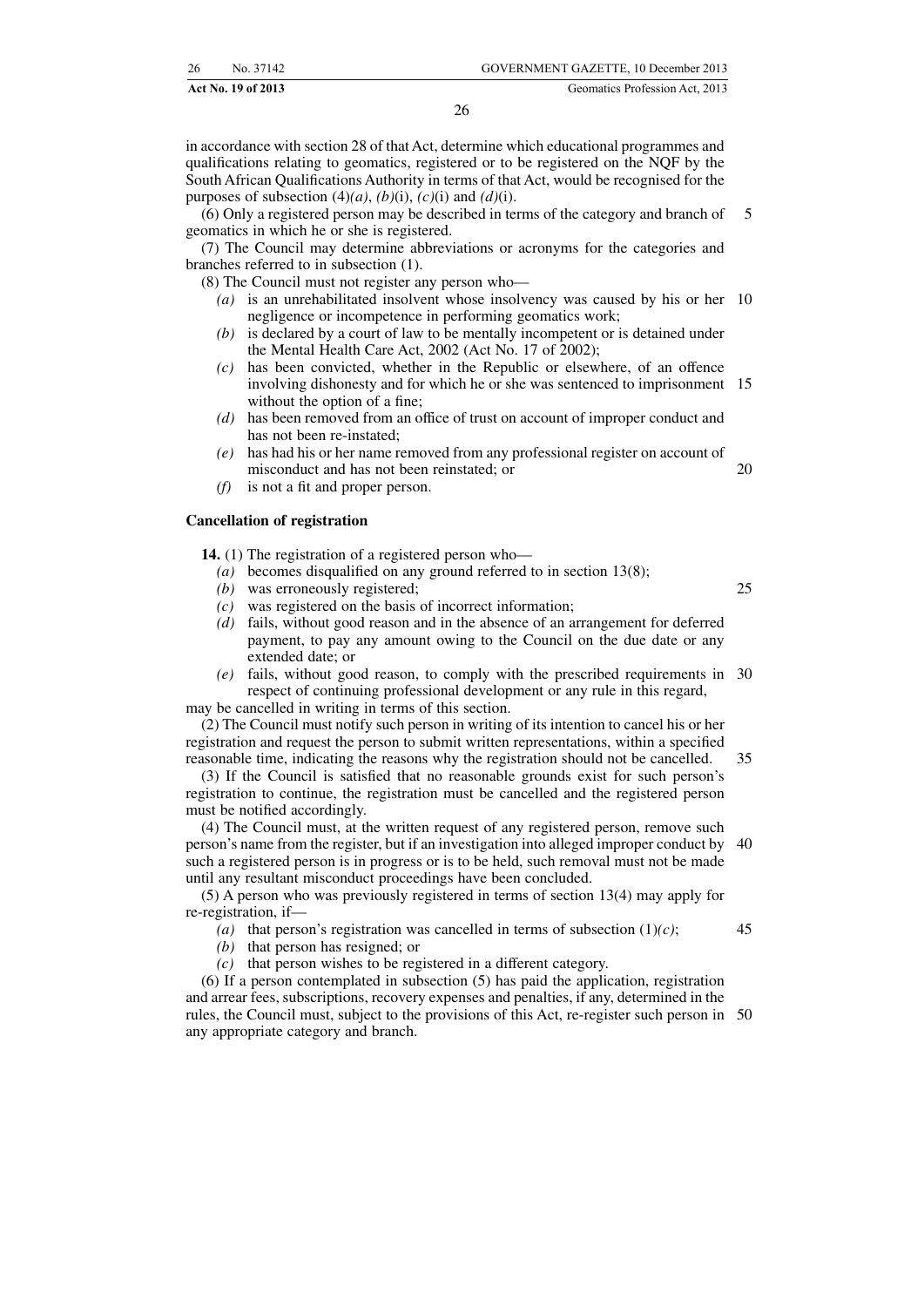in accordance with section 28 of that Act, determine which educational programmes and qualifications relating to geomatics, registered or to be registered on the NQF by the South African Qualifications Authority in terms of that Act, would be recognised for the purposes of subsection (4)*(a)*, *(b)*(i), *(c)*(i) and *(d)*(i).

(6) Only a registered person may be described in terms of the category and branch of geomatics in which he or she is registered.

(7) The Council may determine abbreviations or acronyms for the categories and branches referred to in subsection (1).

(8) The Council must not register any person who—

*(a)* is an unrehabilitated insolvent whose insolvency was caused by his or her negligence or incompetence in performing geomatics work;

*(b)* is declared by a court of law to be mentally incompetent or is detained under the Mental Health Care Act, 2002 (Act No. 17 of 2002);

*(c)* has been convicted, whether in the Republic or elsewhere, of an offence involving dishonesty and for which he or she was sentenced to imprisonment without the option of a fine;

*(d)* has been removed from an office of trust on account of improper conduct and has not been re-instated;

*(e)* has had his or her name removed from any professional register on account of misconduct and has not been reinstated; or

*(f)* is not a fit and proper person.

### Cancellation of registration

**14.** (1) The registration of a registered person who—

*(a)* becomes disqualified on any ground referred to in section 13(8);

*(b)* was erroneously registered;

*(c)* was registered on the basis of incorrect information;

*(d)* fails, without good reason and in the absence of an arrangement for deferred payment, to pay any amount owing to the Council on the due date or any extended date; or

*(e)* fails, without good reason, to comply with the prescribed requirements in respect of continuing professional development or any rule in this regard,

may be cancelled in writing in terms of this section.

(2) The Council must notify such person in writing of its intention to cancel his or her registration and request the person to submit written representations, within a specified reasonable time, indicating the reasons why the registration should not be cancelled.

(3) If the Council is satisfied that no reasonable grounds exist for such person's registration to continue, the registration must be cancelled and the registered person must be notified accordingly.

(4) The Council must, at the written request of any registered person, remove such person's name from the register, but if an investigation into alleged improper conduct by such a registered person is in progress or is to be held, such removal must not be made until any resultant misconduct proceedings have been concluded.

(5) A person who was previously registered in terms of section 13(4) may apply for re-registration, if—

*(a)* that person's registration was cancelled in terms of subsection (1)*(c)*;

*(b)* that person has resigned; or

*(c)* that person wishes to be registered in a different category.

(6) If a person contemplated in subsection (5) has paid the application, registration and arrear fees, subscriptions, recovery expenses and penalties, if any, determined in the rules, the Council must, subject to the provisions of this Act, re-register such person in any appropriate category and branch.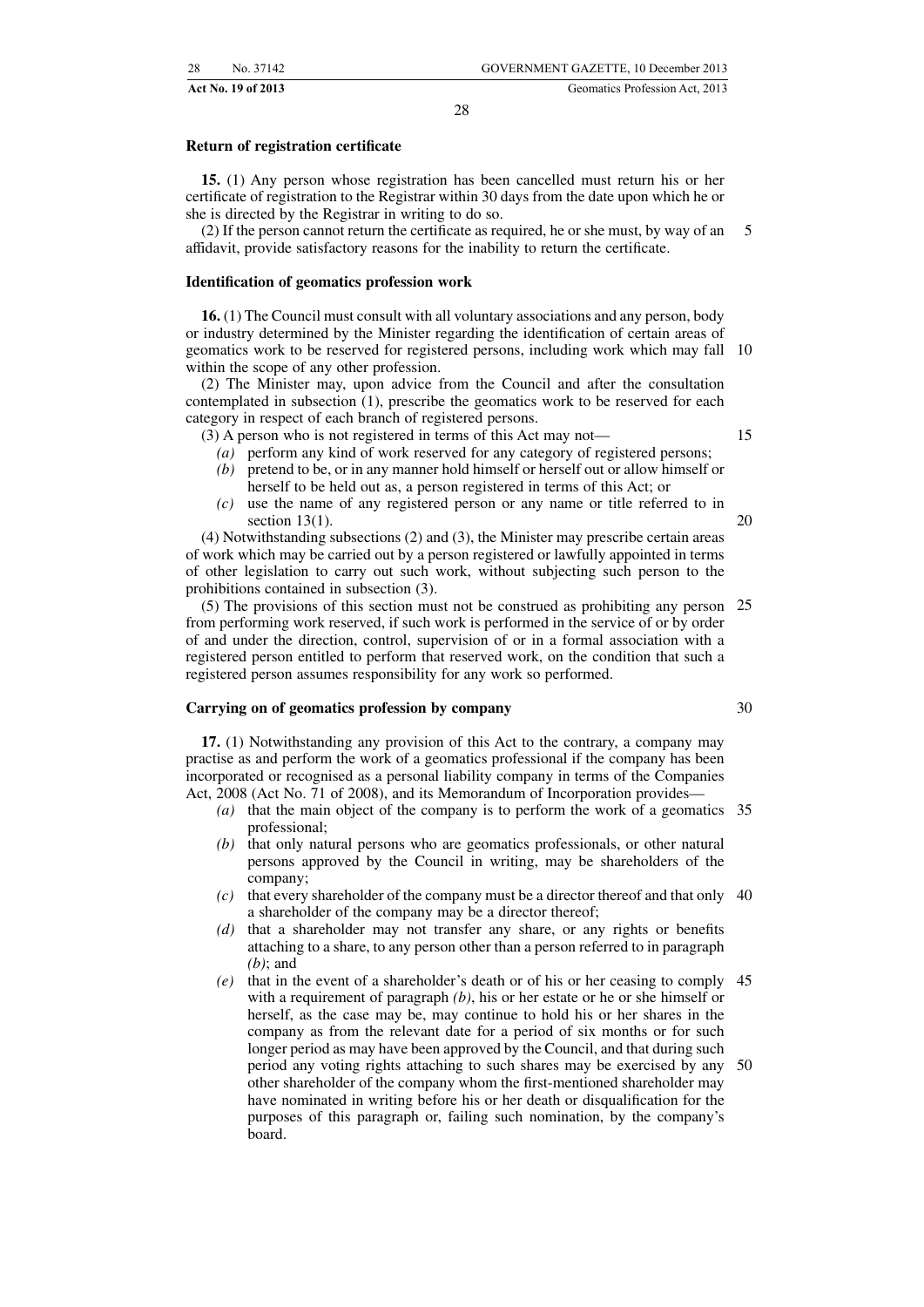**Return of registration certificate**

**15.** (1) Any person whose registration has been cancelled must return his or her certificate of registration to the Registrar within 30 days from the date upon which he or she is directed by the Registrar in writing to do so.

(2) If the person cannot return the certificate as required, he or she must, by way of an affidavit, provide satisfactory reasons for the inability to return the certificate.

**Identification of geomatics profession work**

**16.** (1) The Council must consult with all voluntary associations and any person, body or industry determined by the Minister regarding the identification of certain areas of geomatics work to be reserved for registered persons, including work which may fall within the scope of any other profession.

(2) The Minister may, upon advice from the Council and after the consultation contemplated in subsection (1), prescribe the geomatics work to be reserved for each category in respect of each branch of registered persons.

(3) A person who is not registered in terms of this Act may not—

*(a)* perform any kind of work reserved for any category of registered persons;

*(b)* pretend to be, or in any manner hold himself or herself out or allow himself or herself to be held out as, a person registered in terms of this Act; or

*(c)* use the name of any registered person or any name or title referred to in section 13(1).

(4) Notwithstanding subsections (2) and (3), the Minister may prescribe certain areas of work which may be carried out by a person registered or lawfully appointed in terms of other legislation to carry out such work, without subjecting such person to the prohibitions contained in subsection (3).

(5) The provisions of this section must not be construed as prohibiting any person from performing work reserved, if such work is performed in the service of or by order of and under the direction, control, supervision of or in a formal association with a registered person entitled to perform that reserved work, on the condition that such a registered person assumes responsibility for any work so performed.

**Carrying on of geomatics profession by company**

**17.** (1) Notwithstanding any provision of this Act to the contrary, a company may practise as and perform the work of a geomatics professional if the company has been incorporated or recognised as a personal liability company in terms of the Companies Act, 2008 (Act No. 71 of 2008), and its Memorandum of Incorporation provides—

*(a)* that the main object of the company is to perform the work of a geomatics professional;

*(b)* that only natural persons who are geomatics professionals, or other natural persons approved by the Council in writing, may be shareholders of the company;

*(c)* that every shareholder of the company must be a director thereof and that only a shareholder of the company may be a director thereof;

*(d)* that a shareholder may not transfer any share, or any rights or benefits attaching to a share, to any person other than a person referred to in paragraph *(b)*; and

*(e)* that in the event of a shareholder's death or of his or her ceasing to comply with a requirement of paragraph *(b)*, his or her estate or he or she himself or herself, as the case may be, may continue to hold his or her shares in the company as from the relevant date for a period of six months or for such longer period as may have been approved by the Council, and that during such period any voting rights attaching to such shares may be exercised by any other shareholder of the company whom the first-mentioned shareholder may have nominated in writing before his or her death or disqualification for the purposes of this paragraph or, failing such nomination, by the company's board.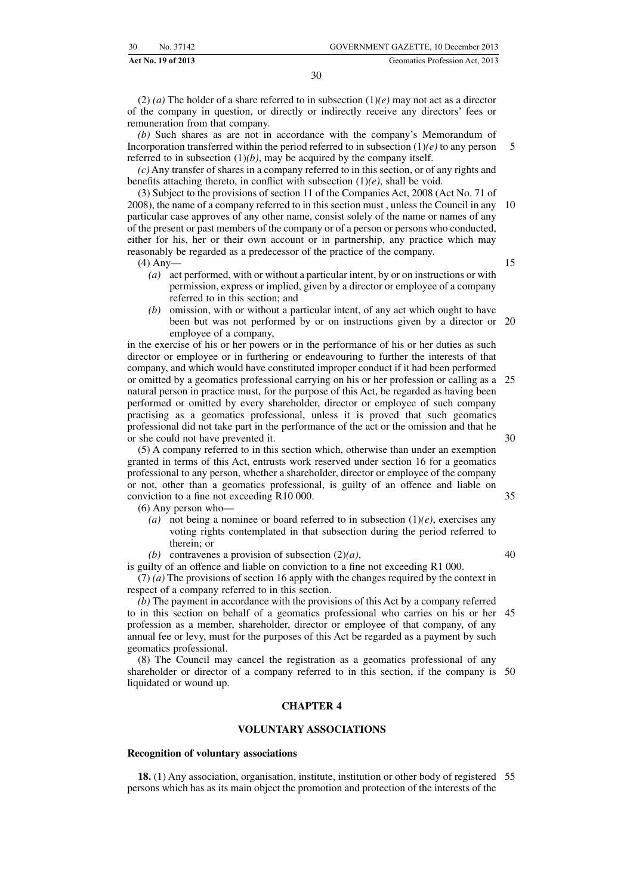(2) *(a)* The holder of a share referred to in subsection (1)*(e)* may not act as a director of the company in question, or directly or indirectly receive any directors' fees or remuneration from that company.

*(b)* Such shares as are not in accordance with the company's Memorandum of Incorporation transferred within the period referred to in subsection (1)*(e)* to any person referred to in subsection (1)*(b)*, may be acquired by the company itself.

*(c)* Any transfer of shares in a company referred to in this section, or of any rights and benefits attaching thereto, in conflict with subsection (1)*(e)*, shall be void.

(3) Subject to the provisions of section 11 of the Companies Act, 2008 (Act No. 71 of 2008), the name of a company referred to in this section must , unless the Council in any particular case approves of any other name, consist solely of the name or names of any of the present or past members of the company or of a person or persons who conducted, either for his, her or their own account or in partnership, any practice which may reasonably be regarded as a predecessor of the practice of the company.

(4) Any—

*(a)* act performed, with or without a particular intent, by or on instructions or with permission, express or implied, given by a director or employee of a company referred to in this section; and

*(b)* omission, with or without a particular intent, of any act which ought to have been but was not performed by or on instructions given by a director or employee of a company,

in the exercise of his or her powers or in the performance of his or her duties as such director or employee or in furthering or endeavouring to further the interests of that company, and which would have constituted improper conduct if it had been performed or omitted by a geomatics professional carrying on his or her profession or calling as a natural person in practice must, for the purpose of this Act, be regarded as having been performed or omitted by every shareholder, director or employee of such company practising as a geomatics professional, unless it is proved that such geomatics professional did not take part in the performance of the act or the omission and that he or she could not have prevented it.

(5) A company referred to in this section which, otherwise than under an exemption granted in terms of this Act, entrusts work reserved under section 16 for a geomatics professional to any person, whether a shareholder, director or employee of the company or not, other than a geomatics professional, is guilty of an offence and liable on conviction to a fine not exceeding R10 000.

(6) Any person who—

*(a)* not being a nominee or board referred to in subsection (1)*(e)*, exercises any voting rights contemplated in that subsection during the period referred to therein; or

*(b)* contravenes a provision of subsection (2)*(a)*,

is guilty of an offence and liable on conviction to a fine not exceeding R1 000.

(7) *(a)* The provisions of section 16 apply with the changes required by the context in respect of a company referred to in this section.

*(b)* The payment in accordance with the provisions of this Act by a company referred to in this section on behalf of a geomatics professional who carries on his or her profession as a member, shareholder, director or employee of that company, of any annual fee or levy, must for the purposes of this Act be regarded as a payment by such geomatics professional.

(8) The Council may cancel the registration as a geomatics professional of any shareholder or director of a company referred to in this section, if the company is liquidated or wound up.

## CHAPTER 4

## VOLUNTARY ASSOCIATIONS

### Recognition of voluntary associations

**18.** (1) Any association, organisation, institute, institution or other body of registered persons which has as its main object the promotion and protection of the interests of the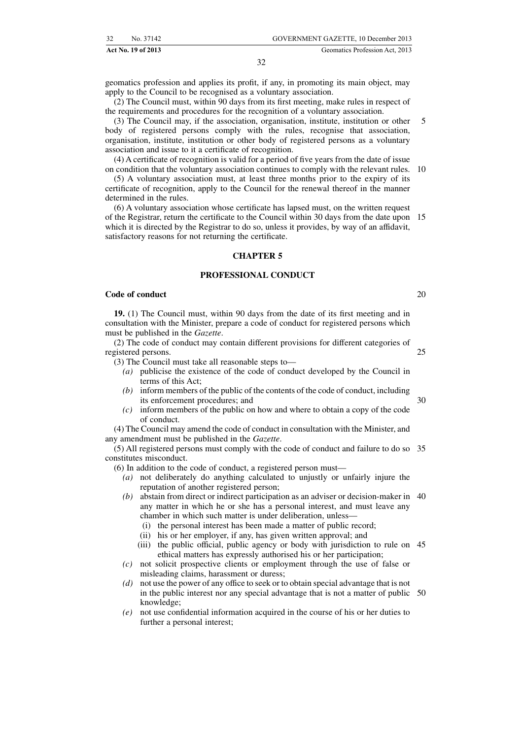geomatics profession and applies its profit, if any, in promoting its main object, may apply to the Council to be recognised as a voluntary association.

(2) The Council must, within 90 days from its first meeting, make rules in respect of the requirements and procedures for the recognition of a voluntary association.

(3) The Council may, if the association, organisation, institute, institution or other body of registered persons comply with the rules, recognise that association, organisation, institute, institution or other body of registered persons as a voluntary association and issue to it a certificate of recognition.

(4) A certificate of recognition is valid for a period of five years from the date of issue on condition that the voluntary association continues to comply with the relevant rules.

(5) A voluntary association must, at least three months prior to the expiry of its certificate of recognition, apply to the Council for the renewal thereof in the manner determined in the rules.

(6) A voluntary association whose certificate has lapsed must, on the written request of the Registrar, return the certificate to the Council within 30 days from the date upon which it is directed by the Registrar to do so, unless it provides, by way of an affidavit, satisfactory reasons for not returning the certificate.

## CHAPTER 5

## PROFESSIONAL CONDUCT

**Code of conduct**

**19.** (1) The Council must, within 90 days from the date of its first meeting and in consultation with the Minister, prepare a code of conduct for registered persons which must be published in the *Gazette*.

(2) The code of conduct may contain different provisions for different categories of registered persons.

(3) The Council must take all reasonable steps to—

- *(a)* publicise the existence of the code of conduct developed by the Council in terms of this Act;
- *(b)* inform members of the public of the contents of the code of conduct, including its enforcement procedures; and
- *(c)* inform members of the public on how and where to obtain a copy of the code of conduct.

(4) The Council may amend the code of conduct in consultation with the Minister, and any amendment must be published in the *Gazette*.

(5) All registered persons must comply with the code of conduct and failure to do so constitutes misconduct.

(6) In addition to the code of conduct, a registered person must—

- *(a)* not deliberately do anything calculated to unjustly or unfairly injure the reputation of another registered person;
- *(b)* abstain from direct or indirect participation as an adviser or decision-maker in any matter in which he or she has a personal interest, and must leave any chamber in which such matter is under deliberation, unless—
  - (i) the personal interest has been made a matter of public record;
  - (ii) his or her employer, if any, has given written approval; and
  - (iii) the public official, public agency or body with jurisdiction to rule on ethical matters has expressly authorised his or her participation;
- *(c)* not solicit prospective clients or employment through the use of false or misleading claims, harassment or duress;
- *(d)* not use the power of any office to seek or to obtain special advantage that is not in the public interest nor any special advantage that is not a matter of public knowledge;
- *(e)* not use confidential information acquired in the course of his or her duties to further a personal interest;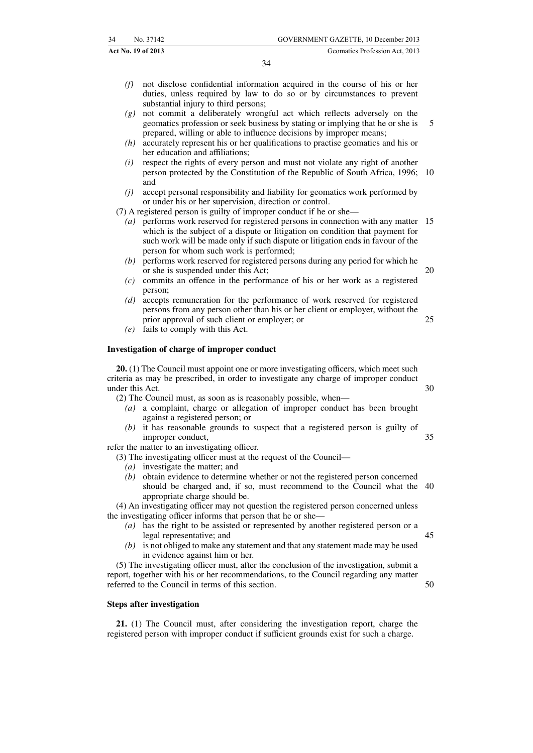(*f*) not disclose confidential information acquired in the course of his or her duties, unless required by law to do so or by circumstances to prevent substantial injury to third persons;

(*g*) not commit a deliberately wrongful act which reflects adversely on the geomatics profession or seek business by stating or implying that he or she is prepared, willing or able to influence decisions by improper means;

(*h*) accurately represent his or her qualifications to practise geomatics and his or her education and affiliations;

(*i*) respect the rights of every person and must not violate any right of another person protected by the Constitution of the Republic of South Africa, 1996; and

(*j*) accept personal responsibility and liability for geomatics work performed by or under his or her supervision, direction or control.

(7) A registered person is guilty of improper conduct if he or she—

(*a*) performs work reserved for registered persons in connection with any matter which is the subject of a dispute or litigation on condition that payment for such work will be made only if such dispute or litigation ends in favour of the person for whom such work is performed;

(*b*) performs work reserved for registered persons during any period for which he or she is suspended under this Act;

(*c*) commits an offence in the performance of his or her work as a registered person;

(*d*) accepts remuneration for the performance of work reserved for registered persons from any person other than his or her client or employer, without the prior approval of such client or employer; or

(*e*) fails to comply with this Act.

**Investigation of charge of improper conduct**

**20.** (1) The Council must appoint one or more investigating officers, which meet such criteria as may be prescribed, in order to investigate any charge of improper conduct under this Act.

(2) The Council must, as soon as is reasonably possible, when—

(*a*) a complaint, charge or allegation of improper conduct has been brought against a registered person; or

(*b*) it has reasonable grounds to suspect that a registered person is guilty of improper conduct,

refer the matter to an investigating officer.

(3) The investigating officer must at the request of the Council—

(*a*) investigate the matter; and

(*b*) obtain evidence to determine whether or not the registered person concerned should be charged and, if so, must recommend to the Council what the appropriate charge should be.

(4) An investigating officer may not question the registered person concerned unless the investigating officer informs that person that he or she—

(*a*) has the right to be assisted or represented by another registered person or a legal representative; and

(*b*) is not obliged to make any statement and that any statement made may be used in evidence against him or her.

(5) The investigating officer must, after the conclusion of the investigation, submit a report, together with his or her recommendations, to the Council regarding any matter referred to the Council in terms of this section.

**Steps after investigation**

**21.** (1) The Council must, after considering the investigation report, charge the registered person with improper conduct if sufficient grounds exist for such a charge.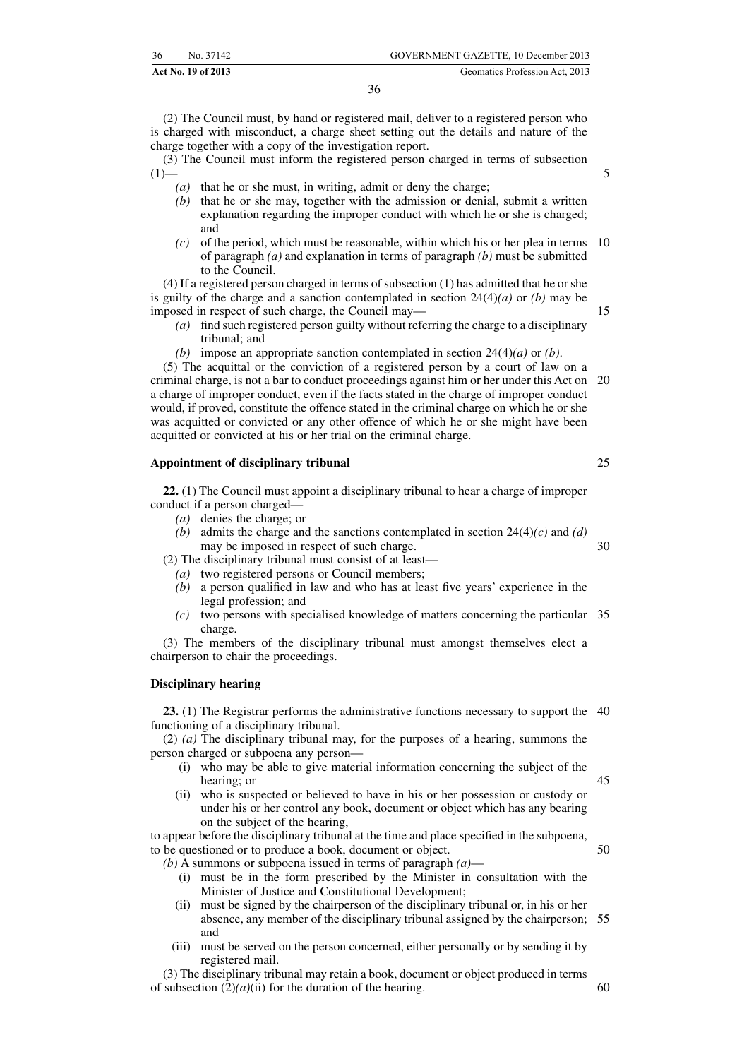(2) The Council must, by hand or registered mail, deliver to a registered person who is charged with misconduct, a charge sheet setting out the details and nature of the charge together with a copy of the investigation report.

(3) The Council must inform the registered person charged in terms of subsection (1)—

*(a)* that he or she must, in writing, admit or deny the charge;

*(b)* that he or she may, together with the admission or denial, submit a written explanation regarding the improper conduct with which he or she is charged; and

*(c)* of the period, which must be reasonable, within which his or her plea in terms of paragraph *(a)* and explanation in terms of paragraph *(b)* must be submitted to the Council.

(4) If a registered person charged in terms of subsection (1) has admitted that he or she is guilty of the charge and a sanction contemplated in section 24(4)*(a)* or *(b)* may be imposed in respect of such charge, the Council may—

*(a)* find such registered person guilty without referring the charge to a disciplinary tribunal; and

*(b)* impose an appropriate sanction contemplated in section 24(4)*(a)* or *(b)*.

(5) The acquittal or the conviction of a registered person by a court of law on a criminal charge, is not a bar to conduct proceedings against him or her under this Act on a charge of improper conduct, even if the facts stated in the charge of improper conduct would, if proved, constitute the offence stated in the criminal charge on which he or she was acquitted or convicted or any other offence of which he or she might have been acquitted or convicted at his or her trial on the criminal charge.

**Appointment of disciplinary tribunal**

**22.** (1) The Council must appoint a disciplinary tribunal to hear a charge of improper conduct if a person charged—

*(a)* denies the charge; or

*(b)* admits the charge and the sanctions contemplated in section 24(4)*(c)* and *(d)* may be imposed in respect of such charge.

(2) The disciplinary tribunal must consist of at least—

*(a)* two registered persons or Council members;

*(b)* a person qualified in law and who has at least five years' experience in the legal profession; and

*(c)* two persons with specialised knowledge of matters concerning the particular charge.

(3) The members of the disciplinary tribunal must amongst themselves elect a chairperson to chair the proceedings.

**Disciplinary hearing**

**23.** (1) The Registrar performs the administrative functions necessary to support the functioning of a disciplinary tribunal.

(2) *(a)* The disciplinary tribunal may, for the purposes of a hearing, summons the person charged or subpoena any person—

(i) who may be able to give material information concerning the subject of the hearing; or

(ii) who is suspected or believed to have in his or her possession or custody or under his or her control any book, document or object which has any bearing on the subject of the hearing,

to appear before the disciplinary tribunal at the time and place specified in the subpoena, to be questioned or to produce a book, document or object.

*(b)* A summons or subpoena issued in terms of paragraph *(a)*—

(i) must be in the form prescribed by the Minister in consultation with the Minister of Justice and Constitutional Development;

(ii) must be signed by the chairperson of the disciplinary tribunal or, in his or her absence, any member of the disciplinary tribunal assigned by the chairperson; and

(iii) must be served on the person concerned, either personally or by sending it by registered mail.

(3) The disciplinary tribunal may retain a book, document or object produced in terms of subsection (2)*(a)*(ii) for the duration of the hearing.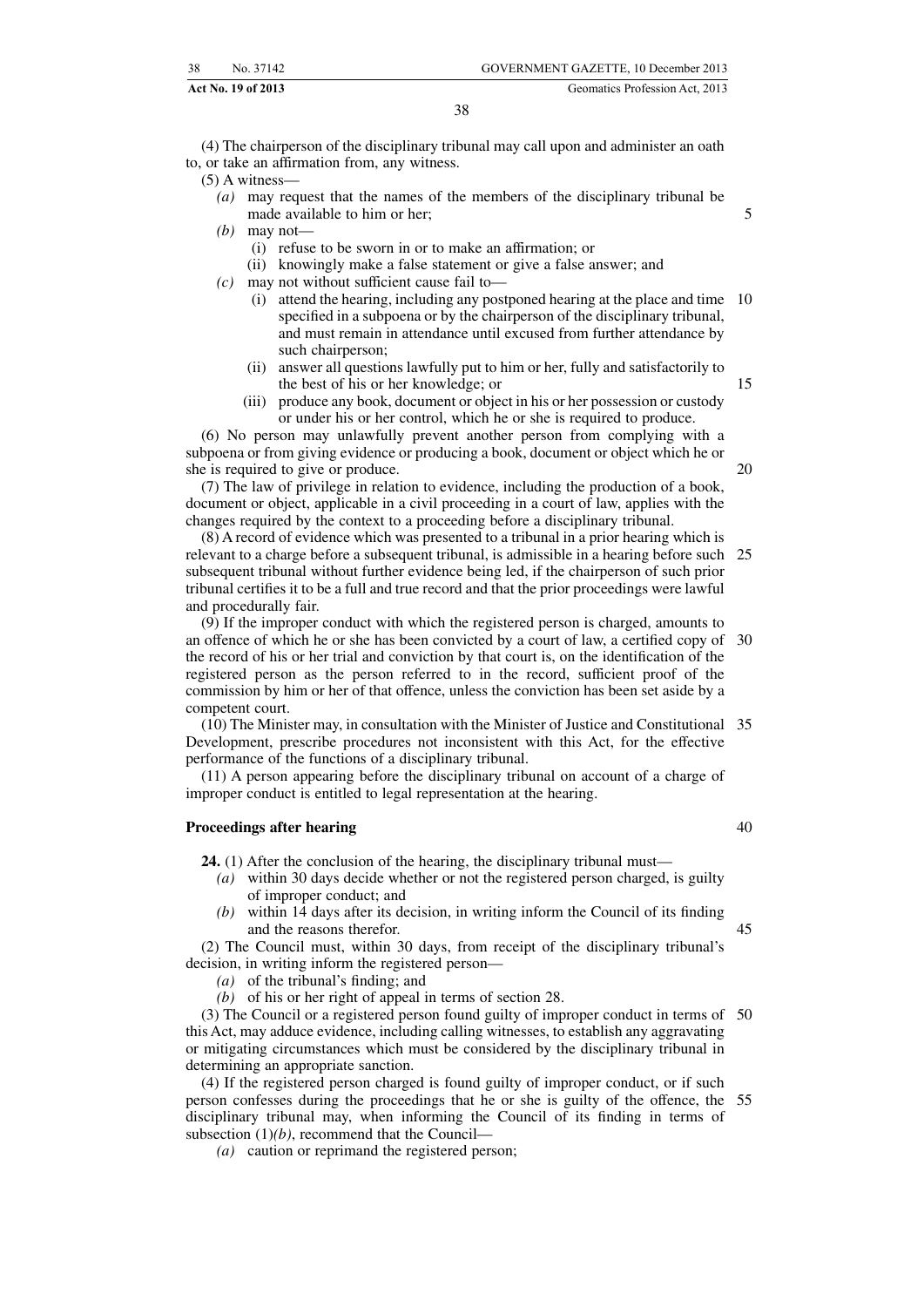(4) The chairperson of the disciplinary tribunal may call upon and administer an oath to, or take an affirmation from, any witness.

(5) A witness—

*(a)* may request that the names of the members of the disciplinary tribunal be made available to him or her;

*(b)* may not—

(i) refuse to be sworn in or to make an affirmation; or

(ii) knowingly make a false statement or give a false answer; and

*(c)* may not without sufficient cause fail to—

(i) attend the hearing, including any postponed hearing at the place and time specified in a subpoena or by the chairperson of the disciplinary tribunal, and must remain in attendance until excused from further attendance by such chairperson;

(ii) answer all questions lawfully put to him or her, fully and satisfactorily to the best of his or her knowledge; or

(iii) produce any book, document or object in his or her possession or custody or under his or her control, which he or she is required to produce.

(6) No person may unlawfully prevent another person from complying with a subpoena or from giving evidence or producing a book, document or object which he or she is required to give or produce.

(7) The law of privilege in relation to evidence, including the production of a book, document or object, applicable in a civil proceeding in a court of law, applies with the changes required by the context to a proceeding before a disciplinary tribunal.

(8) A record of evidence which was presented to a tribunal in a prior hearing which is relevant to a charge before a subsequent tribunal, is admissible in a hearing before such subsequent tribunal without further evidence being led, if the chairperson of such prior tribunal certifies it to be a full and true record and that the prior proceedings were lawful and procedurally fair.

(9) If the improper conduct with which the registered person is charged, amounts to an offence of which he or she has been convicted by a court of law, a certified copy of the record of his or her trial and conviction by that court is, on the identification of the registered person as the person referred to in the record, sufficient proof of the commission by him or her of that offence, unless the conviction has been set aside by a competent court.

(10) The Minister may, in consultation with the Minister of Justice and Constitutional Development, prescribe procedures not inconsistent with this Act, for the effective performance of the functions of a disciplinary tribunal.

(11) A person appearing before the disciplinary tribunal on account of a charge of improper conduct is entitled to legal representation at the hearing.

**Proceedings after hearing**

**24.** (1) After the conclusion of the hearing, the disciplinary tribunal must—

*(a)* within 30 days decide whether or not the registered person charged, is guilty of improper conduct; and

*(b)* within 14 days after its decision, in writing inform the Council of its finding and the reasons therefor.

(2) The Council must, within 30 days, from receipt of the disciplinary tribunal's decision, in writing inform the registered person—

*(a)* of the tribunal's finding; and

*(b)* of his or her right of appeal in terms of section 28.

(3) The Council or a registered person found guilty of improper conduct in terms of this Act, may adduce evidence, including calling witnesses, to establish any aggravating or mitigating circumstances which must be considered by the disciplinary tribunal in determining an appropriate sanction.

(4) If the registered person charged is found guilty of improper conduct, or if such person confesses during the proceedings that he or she is guilty of the offence, the disciplinary tribunal may, when informing the Council of its finding in terms of subsection (1)*(b)*, recommend that the Council—

*(a)* caution or reprimand the registered person;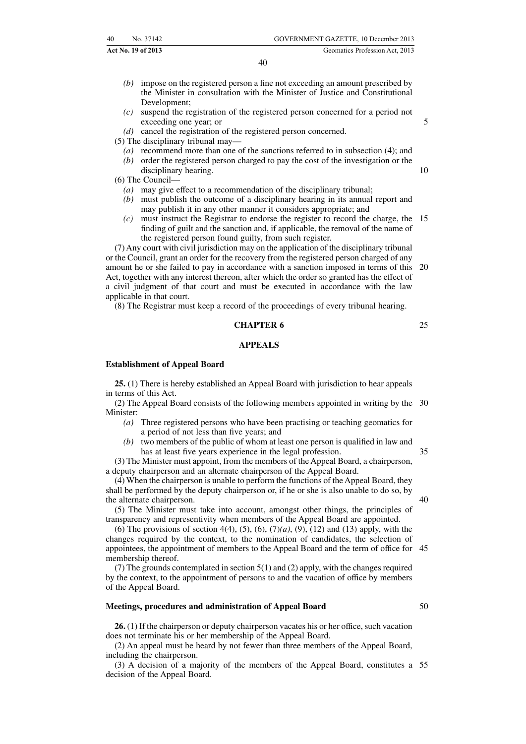*(b)* impose on the registered person a fine not exceeding an amount prescribed by the Minister in consultation with the Minister of Justice and Constitutional Development;

*(c)* suspend the registration of the registered person concerned for a period not exceeding one year; or

*(d)* cancel the registration of the registered person concerned.

(5) The disciplinary tribunal may—

*(a)* recommend more than one of the sanctions referred to in subsection (4); and

*(b)* order the registered person charged to pay the cost of the investigation or the disciplinary hearing.

(6) The Council—

*(a)* may give effect to a recommendation of the disciplinary tribunal;

*(b)* must publish the outcome of a disciplinary hearing in its annual report and may publish it in any other manner it considers appropriate; and

*(c)* must instruct the Registrar to endorse the register to record the charge, the finding of guilt and the sanction and, if applicable, the removal of the name of the registered person found guilty, from such register.

(7) Any court with civil jurisdiction may on the application of the disciplinary tribunal or the Council, grant an order for the recovery from the registered person charged of any amount he or she failed to pay in accordance with a sanction imposed in terms of this Act, together with any interest thereon, after which the order so granted has the effect of a civil judgment of that court and must be executed in accordance with the law applicable in that court.

(8) The Registrar must keep a record of the proceedings of every tribunal hearing.

## CHAPTER 6

## APPEALS

### Establishment of Appeal Board

**25.** (1) There is hereby established an Appeal Board with jurisdiction to hear appeals in terms of this Act.

(2) The Appeal Board consists of the following members appointed in writing by the Minister:

*(a)* Three registered persons who have been practising or teaching geomatics for a period of not less than five years; and

*(b)* two members of the public of whom at least one person is qualified in law and has at least five years experience in the legal profession.

(3) The Minister must appoint, from the members of the Appeal Board, a chairperson, a deputy chairperson and an alternate chairperson of the Appeal Board.

(4) When the chairperson is unable to perform the functions of the Appeal Board, they shall be performed by the deputy chairperson or, if he or she is also unable to do so, by the alternate chairperson.

(5) The Minister must take into account, amongst other things, the principles of transparency and representivity when members of the Appeal Board are appointed.

(6) The provisions of section 4(4), (5), (6), (7)*(a)*, (9), (12) and (13) apply, with the changes required by the context, to the nomination of candidates, the selection of appointees, the appointment of members to the Appeal Board and the term of office for membership thereof.

(7) The grounds contemplated in section 5(1) and (2) apply, with the changes required by the context, to the appointment of persons to and the vacation of office by members of the Appeal Board.

### Meetings, procedures and administration of Appeal Board

**26.** (1) If the chairperson or deputy chairperson vacates his or her office, such vacation does not terminate his or her membership of the Appeal Board.

(2) An appeal must be heard by not fewer than three members of the Appeal Board, including the chairperson.

(3) A decision of a majority of the members of the Appeal Board, constitutes a decision of the Appeal Board.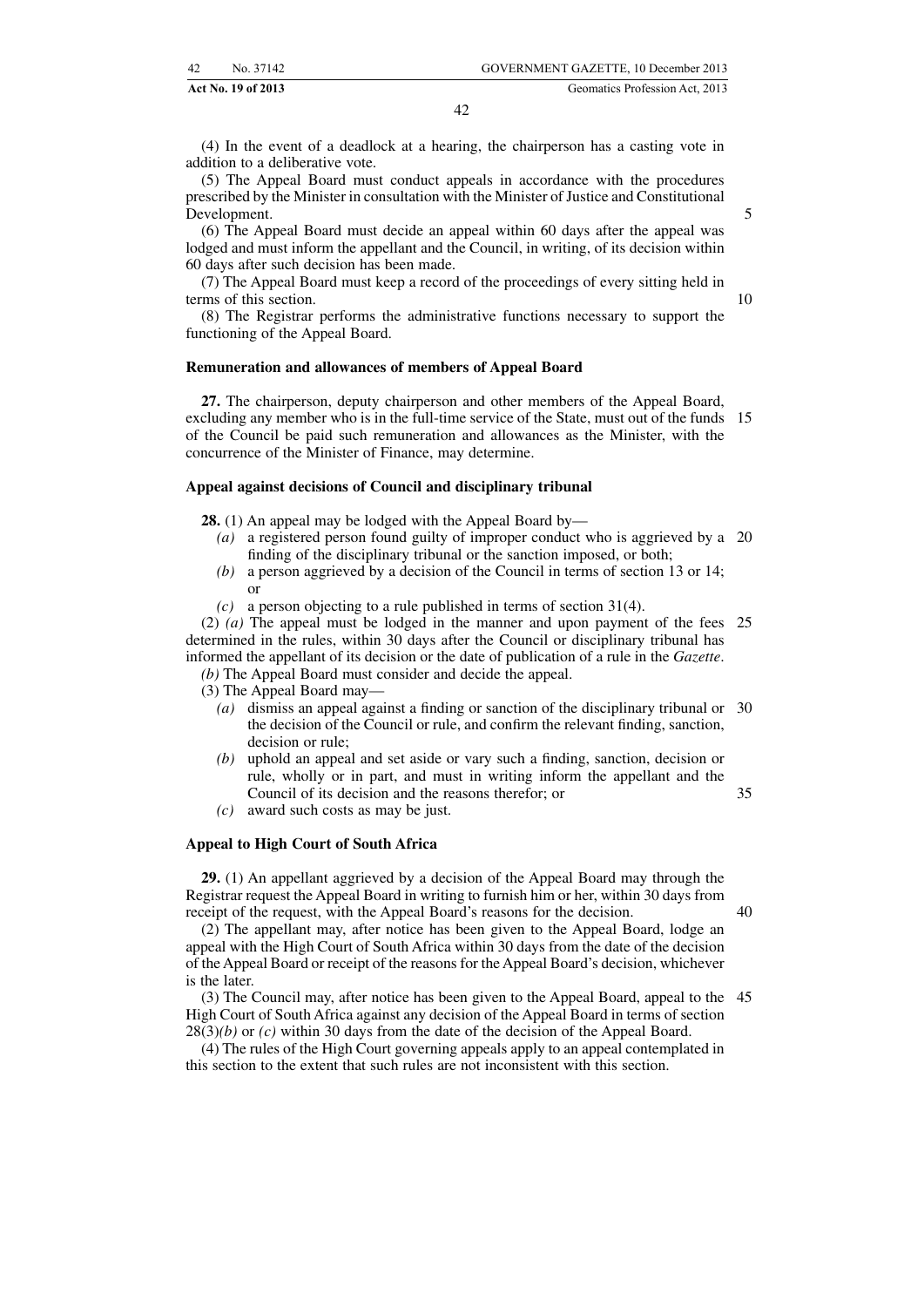(4) In the event of a deadlock at a hearing, the chairperson has a casting vote in addition to a deliberative vote.

(5) The Appeal Board must conduct appeals in accordance with the procedures prescribed by the Minister in consultation with the Minister of Justice and Constitutional Development.

(6) The Appeal Board must decide an appeal within 60 days after the appeal was lodged and must inform the appellant and the Council, in writing, of its decision within 60 days after such decision has been made.

(7) The Appeal Board must keep a record of the proceedings of every sitting held in terms of this section.

(8) The Registrar performs the administrative functions necessary to support the functioning of the Appeal Board.

**Remuneration and allowances of members of Appeal Board**

**27.** The chairperson, deputy chairperson and other members of the Appeal Board, excluding any member who is in the full-time service of the State, must out of the funds of the Council be paid such remuneration and allowances as the Minister, with the concurrence of the Minister of Finance, may determine.

**Appeal against decisions of Council and disciplinary tribunal**

**28.** (1) An appeal may be lodged with the Appeal Board by—

*(a)* a registered person found guilty of improper conduct who is aggrieved by a finding of the disciplinary tribunal or the sanction imposed, or both;

*(b)* a person aggrieved by a decision of the Council in terms of section 13 or 14; or

*(c)* a person objecting to a rule published in terms of section 31(4).

(2) *(a)* The appeal must be lodged in the manner and upon payment of the fees determined in the rules, within 30 days after the Council or disciplinary tribunal has informed the appellant of its decision or the date of publication of a rule in the *Gazette*.

*(b)* The Appeal Board must consider and decide the appeal.

(3) The Appeal Board may—

*(a)* dismiss an appeal against a finding or sanction of the disciplinary tribunal or the decision of the Council or rule, and confirm the relevant finding, sanction, decision or rule;

*(b)* uphold an appeal and set aside or vary such a finding, sanction, decision or rule, wholly or in part, and must in writing inform the appellant and the Council of its decision and the reasons therefor; or

*(c)* award such costs as may be just.

**Appeal to High Court of South Africa**

**29.** (1) An appellant aggrieved by a decision of the Appeal Board may through the Registrar request the Appeal Board in writing to furnish him or her, within 30 days from receipt of the request, with the Appeal Board's reasons for the decision.

(2) The appellant may, after notice has been given to the Appeal Board, lodge an appeal with the High Court of South Africa within 30 days from the date of the decision of the Appeal Board or receipt of the reasons for the Appeal Board's decision, whichever is the later.

(3) The Council may, after notice has been given to the Appeal Board, appeal to the High Court of South Africa against any decision of the Appeal Board in terms of section 28(3)*(b)* or *(c)* within 30 days from the date of the decision of the Appeal Board.

(4) The rules of the High Court governing appeals apply to an appeal contemplated in this section to the extent that such rules are not inconsistent with this section.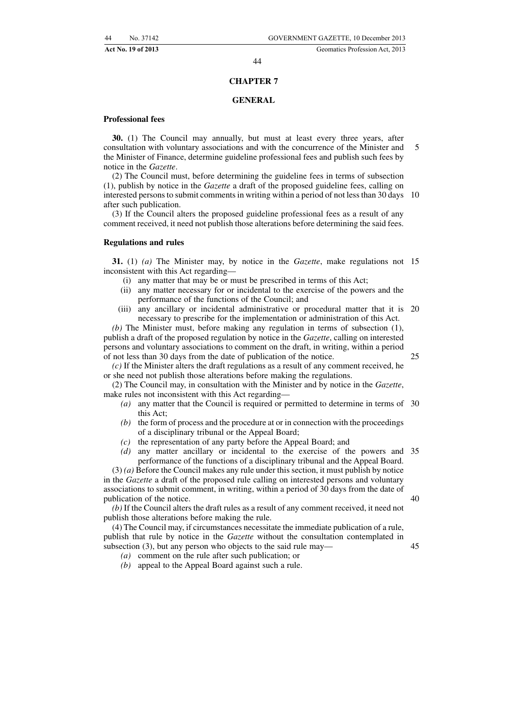## CHAPTER 7

## GENERAL

**Professional fees**

**30.** (1) The Council may annually, but must at least every three years, after consultation with voluntary associations and with the concurrence of the Minister and the Minister of Finance, determine guideline professional fees and publish such fees by notice in the *Gazette*.

(2) The Council must, before determining the guideline fees in terms of subsection (1), publish by notice in the *Gazette* a draft of the proposed guideline fees, calling on interested persons to submit comments in writing within a period of not less than 30 days after such publication.

(3) If the Council alters the proposed guideline professional fees as a result of any comment received, it need not publish those alterations before determining the said fees.

**Regulations and rules**

**31.** (1) *(a)* The Minister may, by notice in the *Gazette*, make regulations not inconsistent with this Act regarding—

- (i) any matter that may be or must be prescribed in terms of this Act;
- (ii) any matter necessary for or incidental to the exercise of the powers and the performance of the functions of the Council; and
- (iii) any ancillary or incidental administrative or procedural matter that it is necessary to prescribe for the implementation or administration of this Act.

*(b)* The Minister must, before making any regulation in terms of subsection (1), publish a draft of the proposed regulation by notice in the *Gazette*, calling on interested persons and voluntary associations to comment on the draft, in writing, within a period of not less than 30 days from the date of publication of the notice.

*(c)* If the Minister alters the draft regulations as a result of any comment received, he or she need not publish those alterations before making the regulations.

(2) The Council may, in consultation with the Minister and by notice in the *Gazette*, make rules not inconsistent with this Act regarding—

- *(a)* any matter that the Council is required or permitted to determine in terms of this Act;
- *(b)* the form of process and the procedure at or in connection with the proceedings of a disciplinary tribunal or the Appeal Board;
- *(c)* the representation of any party before the Appeal Board; and
- *(d)* any matter ancillary or incidental to the exercise of the powers and performance of the functions of a disciplinary tribunal and the Appeal Board.

(3) *(a)* Before the Council makes any rule under this section, it must publish by notice in the *Gazette* a draft of the proposed rule calling on interested persons and voluntary associations to submit comment, in writing, within a period of 30 days from the date of publication of the notice.

*(b)* If the Council alters the draft rules as a result of any comment received, it need not publish those alterations before making the rule.

(4) The Council may, if circumstances necessitate the immediate publication of a rule, publish that rule by notice in the *Gazette* without the consultation contemplated in subsection (3), but any person who objects to the said rule may—

- *(a)* comment on the rule after such publication; or
- *(b)* appeal to the Appeal Board against such a rule.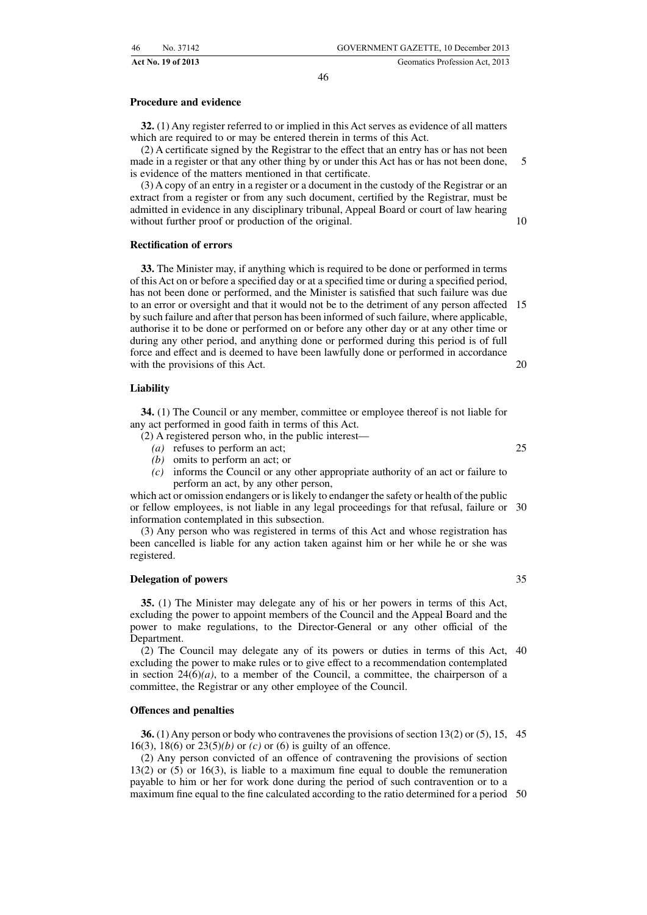**Procedure and evidence**

**32.** (1) Any register referred to or implied in this Act serves as evidence of all matters which are required to or may be entered therein in terms of this Act.

(2) A certificate signed by the Registrar to the effect that an entry has or has not been made in a register or that any other thing by or under this Act has or has not been done, is evidence of the matters mentioned in that certificate.

(3) A copy of an entry in a register or a document in the custody of the Registrar or an extract from a register or from any such document, certified by the Registrar, must be admitted in evidence in any disciplinary tribunal, Appeal Board or court of law hearing without further proof or production of the original.

**Rectification of errors**

**33.** The Minister may, if anything which is required to be done or performed in terms of this Act on or before a specified day or at a specified time or during a specified period, has not been done or performed, and the Minister is satisfied that such failure was due to an error or oversight and that it would not be to the detriment of any person affected by such failure and after that person has been informed of such failure, where applicable, authorise it to be done or performed on or before any other day or at any other time or during any other period, and anything done or performed during this period is of full force and effect and is deemed to have been lawfully done or performed in accordance with the provisions of this Act.

**Liability**

**34.** (1) The Council or any member, committee or employee thereof is not liable for any act performed in good faith in terms of this Act.

(2) A registered person who, in the public interest—

*(a)* refuses to perform an act;

*(b)* omits to perform an act; or

*(c)* informs the Council or any other appropriate authority of an act or failure to perform an act, by any other person,

which act or omission endangers or is likely to endanger the safety or health of the public or fellow employees, is not liable in any legal proceedings for that refusal, failure or information contemplated in this subsection.

(3) Any person who was registered in terms of this Act and whose registration has been cancelled is liable for any action taken against him or her while he or she was registered.

**Delegation of powers**

**35.** (1) The Minister may delegate any of his or her powers in terms of this Act, excluding the power to appoint members of the Council and the Appeal Board and the power to make regulations, to the Director-General or any other official of the Department.

(2) The Council may delegate any of its powers or duties in terms of this Act, excluding the power to make rules or to give effect to a recommendation contemplated in section 24(6)*(a)*, to a member of the Council, a committee, the chairperson of a committee, the Registrar or any other employee of the Council.

**Offences and penalties**

**36.** (1) Any person or body who contravenes the provisions of section 13(2) or (5), 15, 16(3), 18(6) or 23(5)*(b)* or *(c)* or (6) is guilty of an offence.

(2) Any person convicted of an offence of contravening the provisions of section 13(2) or (5) or 16(3), is liable to a maximum fine equal to double the remuneration payable to him or her for work done during the period of such contravention or to a maximum fine equal to the fine calculated according to the ratio determined for a period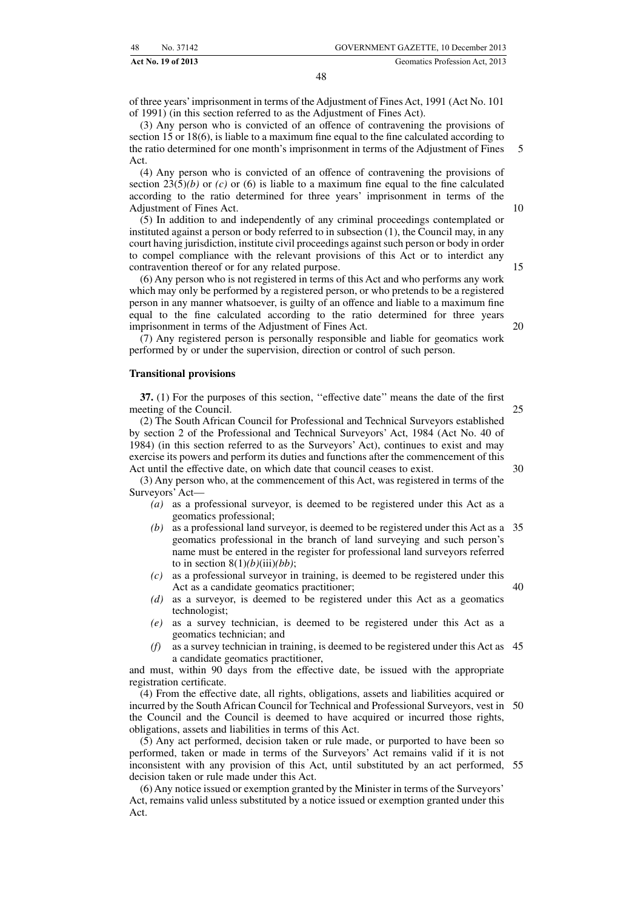of three years' imprisonment in terms of the Adjustment of Fines Act, 1991 (Act No. 101 of 1991) (in this section referred to as the Adjustment of Fines Act).

(3) Any person who is convicted of an offence of contravening the provisions of section 15 or 18(6), is liable to a maximum fine equal to the fine calculated according to the ratio determined for one month's imprisonment in terms of the Adjustment of Fines Act.

(4) Any person who is convicted of an offence of contravening the provisions of section 23(5)*(b)* or *(c)* or (6) is liable to a maximum fine equal to the fine calculated according to the ratio determined for three years' imprisonment in terms of the Adjustment of Fines Act.

(5) In addition to and independently of any criminal proceedings contemplated or instituted against a person or body referred to in subsection (1), the Council may, in any court having jurisdiction, institute civil proceedings against such person or body in order to compel compliance with the relevant provisions of this Act or to interdict any contravention thereof or for any related purpose.

(6) Any person who is not registered in terms of this Act and who performs any work which may only be performed by a registered person, or who pretends to be a registered person in any manner whatsoever, is guilty of an offence and liable to a maximum fine equal to the fine calculated according to the ratio determined for three years imprisonment in terms of the Adjustment of Fines Act.

(7) Any registered person is personally responsible and liable for geomatics work performed by or under the supervision, direction or control of such person.

**Transitional provisions**

**37.** (1) For the purposes of this section, ''effective date'' means the date of the first meeting of the Council.

(2) The South African Council for Professional and Technical Surveyors established by section 2 of the Professional and Technical Surveyors' Act, 1984 (Act No. 40 of 1984) (in this section referred to as the Surveyors' Act), continues to exist and may exercise its powers and perform its duties and functions after the commencement of this Act until the effective date, on which date that council ceases to exist.

(3) Any person who, at the commencement of this Act, was registered in terms of the Surveyors' Act—

*(a)* as a professional surveyor, is deemed to be registered under this Act as a geomatics professional;

*(b)* as a professional land surveyor, is deemed to be registered under this Act as a geomatics professional in the branch of land surveying and such person's name must be entered in the register for professional land surveyors referred to in section 8(1)*(b)*(iii)*(bb)*;

*(c)* as a professional surveyor in training, is deemed to be registered under this Act as a candidate geomatics practitioner;

*(d)* as a surveyor, is deemed to be registered under this Act as a geomatics technologist;

*(e)* as a survey technician, is deemed to be registered under this Act as a geomatics technician; and

*(f)* as a survey technician in training, is deemed to be registered under this Act as a candidate geomatics practitioner,

and must, within 90 days from the effective date, be issued with the appropriate registration certificate.

(4) From the effective date, all rights, obligations, assets and liabilities acquired or incurred by the South African Council for Technical and Professional Surveyors, vest in the Council and the Council is deemed to have acquired or incurred those rights, obligations, assets and liabilities in terms of this Act.

(5) Any act performed, decision taken or rule made, or purported to have been so performed, taken or made in terms of the Surveyors' Act remains valid if it is not inconsistent with any provision of this Act, until substituted by an act performed, decision taken or rule made under this Act.

(6) Any notice issued or exemption granted by the Minister in terms of the Surveyors' Act, remains valid unless substituted by a notice issued or exemption granted under this Act.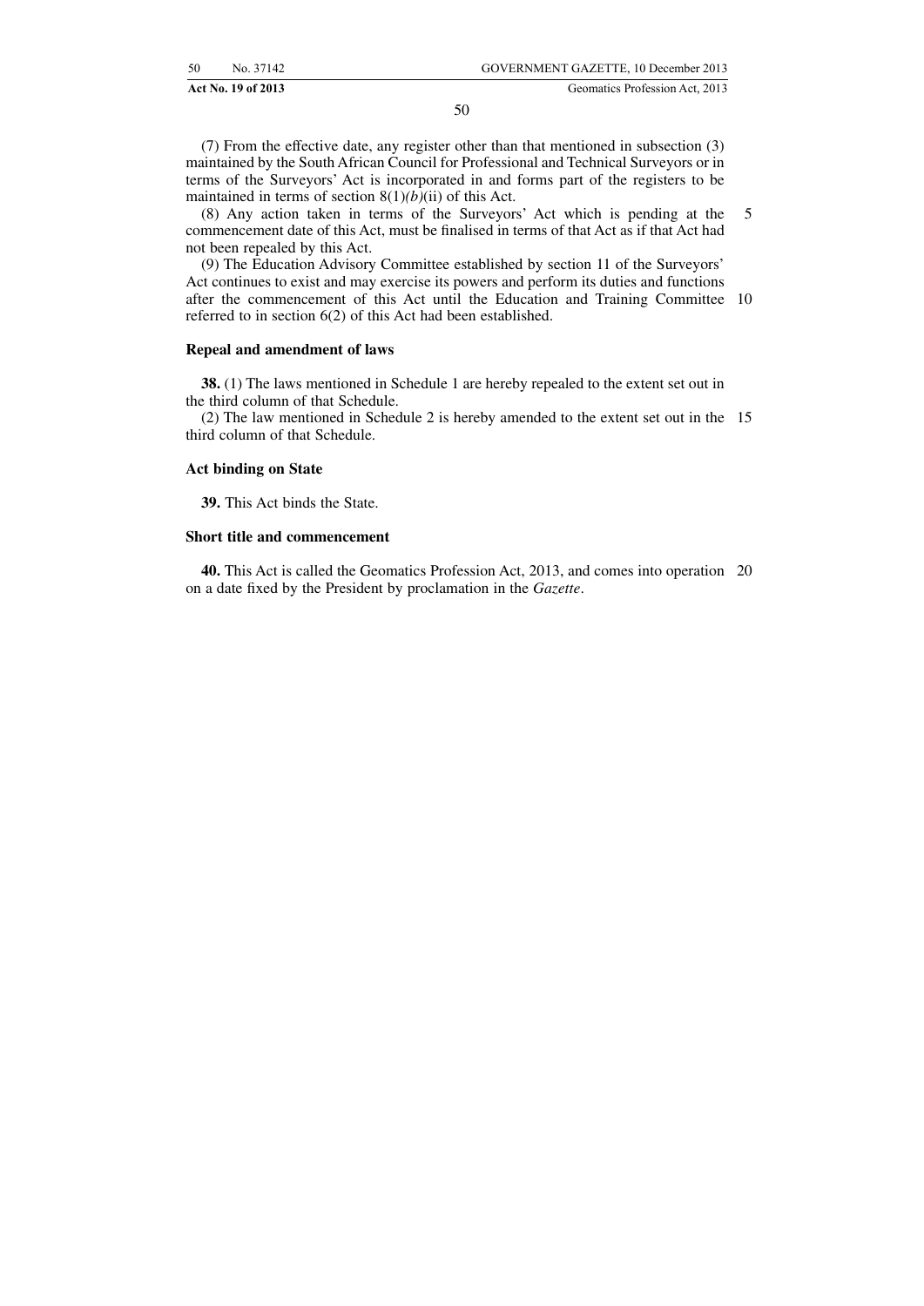(7) From the effective date, any register other than that mentioned in subsection (3) maintained by the South African Council for Professional and Technical Surveyors or in terms of the Surveyors' Act is incorporated in and forms part of the registers to be maintained in terms of section 8(1)*(b)*(ii) of this Act.

(8) Any action taken in terms of the Surveyors' Act which is pending at the commencement date of this Act, must be finalised in terms of that Act as if that Act had not been repealed by this Act.

(9) The Education Advisory Committee established by section 11 of the Surveyors' Act continues to exist and may exercise its powers and perform its duties and functions after the commencement of this Act until the Education and Training Committee referred to in section 6(2) of this Act had been established.

**Repeal and amendment of laws**

**38.** (1) The laws mentioned in Schedule 1 are hereby repealed to the extent set out in the third column of that Schedule.

(2) The law mentioned in Schedule 2 is hereby amended to the extent set out in the third column of that Schedule.

**Act binding on State**

**39.** This Act binds the State.

**Short title and commencement**

**40.** This Act is called the Geomatics Profession Act, 2013, and comes into operation on a date fixed by the President by proclamation in the *Gazette*.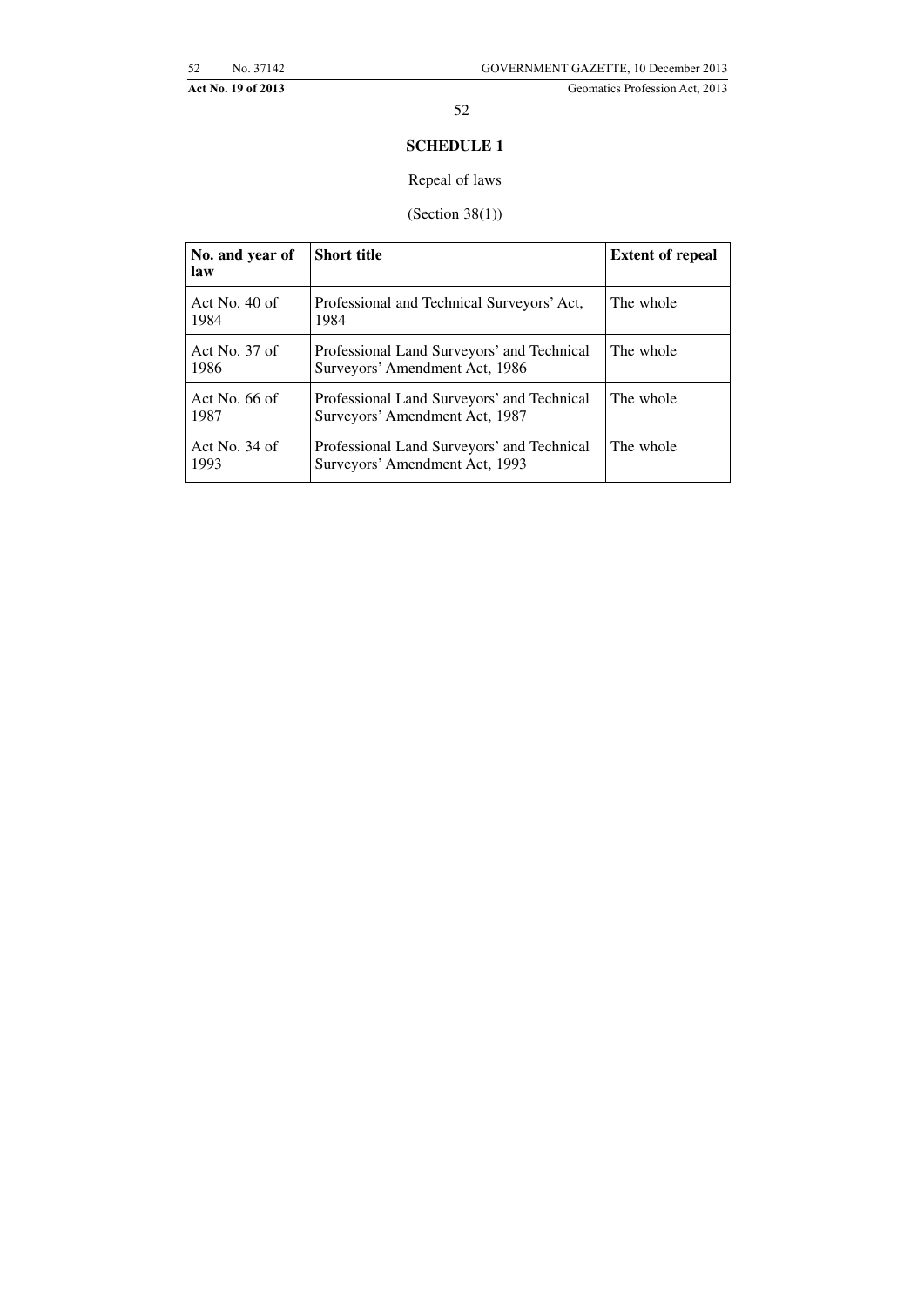## SCHEDULE 1

Repeal of laws

(Section 38(1))

| No. and year of law | Short title | Extent of repeal |
|---|---|---|
| Act No. 40 of 1984 | Professional and Technical Surveyors' Act, 1984 | The whole |
| Act No. 37 of 1986 | Professional Land Surveyors' and Technical Surveyors' Amendment Act, 1986 | The whole |
| Act No. 66 of 1987 | Professional Land Surveyors' and Technical Surveyors' Amendment Act, 1987 | The whole |
| Act No. 34 of 1993 | Professional Land Surveyors' and Technical Surveyors' Amendment Act, 1993 | The whole |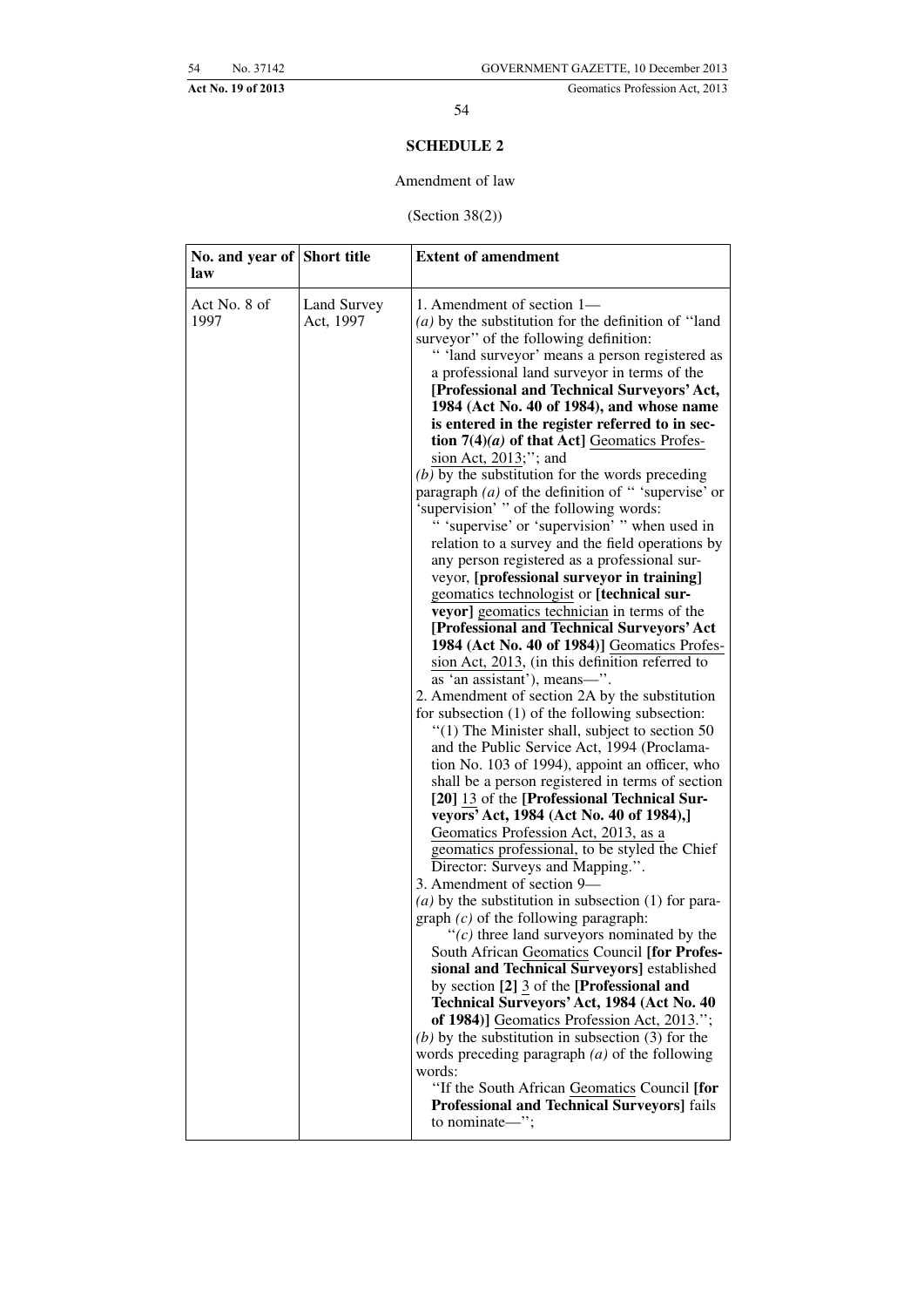## SCHEDULE 2

Amendment of law

(Section 38(2))

| No. and year of law | Short title | Extent of amendment |
|---|---|---|
| Act No. 8 of 1997 | Land Survey Act, 1997 | 1. Amendment of section 1—<br>*(a)* by the substitution for the definition of ''land surveyor'' of the following definition:<br>'' 'land surveyor' means a person registered as a professional land surveyor in terms of the **[Professional and Technical Surveyors' Act, 1984 (Act No. 40 of 1984), and whose name is entered in the register referred to in section 7(4)*(a)* of that Act]** Geomatics Profession Act, 2013;''; and<br>*(b)* by the substitution for the words preceding paragraph *(a)* of the definition of '' 'supervise' or 'supervision' '' of the following words:<br>'' 'supervise' or 'supervision' '' when used in relation to a survey and the field operations by any person registered as a professional surveyor, **[professional surveyor in training]** geomatics technologist or **[technical surveyor]** geomatics technician in terms of the **[Professional and Technical Surveyors' Act 1984 (Act No. 40 of 1984)]** Geomatics Profession Act, 2013, (in this definition referred to as 'an assistant'), means—''.<br>2. Amendment of section 2A by the substitution for subsection (1) of the following subsection:<br>''(1) The Minister shall, subject to section 50 and the Public Service Act, 1994 (Proclamation No. 103 of 1994), appoint an officer, who shall be a person registered in terms of section **[20]** 13 of the **[Professional Technical Surveyors' Act, 1984 (Act No. 40 of 1984),]** Geomatics Profession Act, 2013, as a geomatics professional, to be styled the Chief Director: Surveys and Mapping.''.<br>3. Amendment of section 9—<br>*(a)* by the substitution in subsection (1) for paragraph *(c)* of the following paragraph:<br>''*(c)* three land surveyors nominated by the South African Geomatics Council **[for Professional and Technical Surveyors]** established by section **[2]** 3 of the **[Professional and Technical Surveyors' Act, 1984 (Act No. 40 of 1984)]** Geomatics Profession Act, 2013.'';<br>*(b)* by the substitution in subsection (3) for the words preceding paragraph *(a)* of the following words:<br>''If the South African Geomatics Council **[for Professional and Technical Surveyors]** fails to nominate—''; |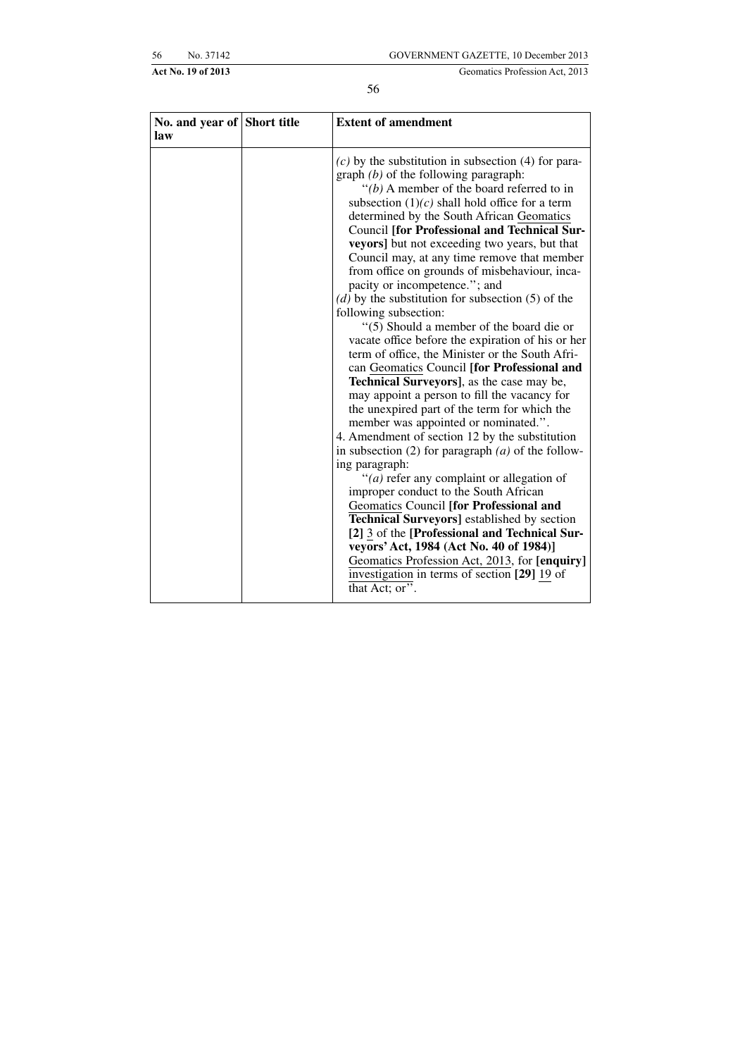| No. and year of law | Short title | Extent of amendment |
| --- | --- | --- |
| | | *(c)* by the substitution in subsection (4) for paragraph *(b)* of the following paragraph:<br>''*(b)* A member of the board referred to in subsection (1)*(c)* shall hold office for a term determined by the South African <u>Geomatics</u> Council **[for Professional and Technical Surveyors]** but not exceeding two years, but that Council may, at any time remove that member from office on grounds of misbehaviour, incapacity or incompetence.''; and<br>*(d)* by the substitution for subsection (5) of the following subsection:<br>''(5) Should a member of the board die or vacate office before the expiration of his or her term of office, the Minister or the South African <u>Geomatics</u> Council **[for Professional and Technical Surveyors]**, as the case may be, may appoint a person to fill the vacancy for the unexpired part of the term for which the member was appointed or nominated.''.<br>4. Amendment of section 12 by the substitution in subsection (2) for paragraph *(a)* of the following paragraph:<br>''*(a)* refer any complaint or allegation of improper conduct to the South African <u>Geomatics</u> Council **[for Professional and Technical Surveyors]** established by section **[2]** <u>3</u> of the **[Professional and Technical Surveyors' Act, 1984 (Act No. 40 of 1984)]** <u>Geomatics Profession Act, 2013</u>, for **[enquiry]** <u>investigation</u> in terms of section **[29]** <u>19</u> of that Act; or''. |